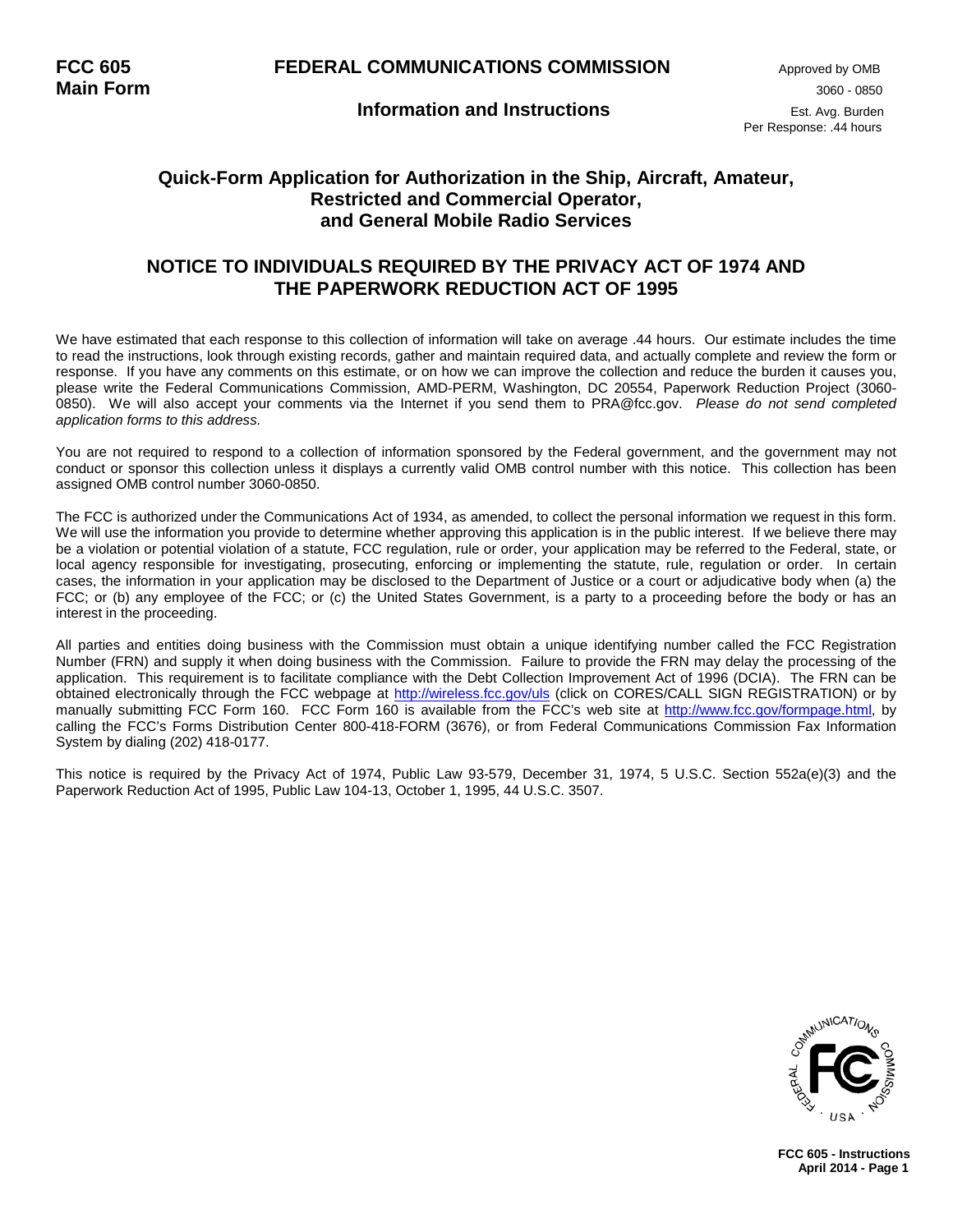**FCC 605**
**Main Form**

# FEDERAL COMMUNICATIONS COMMISSION

Approved by OMB
3060 - 0850

## Information and Instructions

Est. Avg. Burden
Per Response: .44 hours

## Quick-Form Application for Authorization in the Ship, Aircraft, Amateur, Restricted and Commercial Operator, and General Mobile Radio Services

## NOTICE TO INDIVIDUALS REQUIRED BY THE PRIVACY ACT OF 1974 AND THE PAPERWORK REDUCTION ACT OF 1995

We have estimated that each response to this collection of information will take on average .44 hours. Our estimate includes the time to read the instructions, look through existing records, gather and maintain required data, and actually complete and review the form or response. If you have any comments on this estimate, or on how we can improve the collection and reduce the burden it causes you, please write the Federal Communications Commission, AMD-PERM, Washington, DC 20554, Paperwork Reduction Project (3060-0850). We will also accept your comments via the Internet if you send them to PRA@fcc.gov. *Please do not send completed application forms to this address.*

You are not required to respond to a collection of information sponsored by the Federal government, and the government may not conduct or sponsor this collection unless it displays a currently valid OMB control number with this notice. This collection has been assigned OMB control number 3060-0850.

The FCC is authorized under the Communications Act of 1934, as amended, to collect the personal information we request in this form. We will use the information you provide to determine whether approving this application is in the public interest. If we believe there may be a violation or potential violation of a statute, FCC regulation, rule or order, your application may be referred to the Federal, state, or local agency responsible for investigating, prosecuting, enforcing or implementing the statute, rule, regulation or order. In certain cases, the information in your application may be disclosed to the Department of Justice or a court or adjudicative body when (a) the FCC; or (b) any employee of the FCC; or (c) the United States Government, is a party to a proceeding before the body or has an interest in the proceeding.

All parties and entities doing business with the Commission must obtain a unique identifying number called the FCC Registration Number (FRN) and supply it when doing business with the Commission. Failure to provide the FRN may delay the processing of the application. This requirement is to facilitate compliance with the Debt Collection Improvement Act of 1996 (DCIA). The FRN can be obtained electronically through the FCC webpage at http://wireless.fcc.gov/uls (click on CORES/CALL SIGN REGISTRATION) or by manually submitting FCC Form 160. FCC Form 160 is available from the FCC's web site at http://www.fcc.gov/formpage.html, by calling the FCC's Forms Distribution Center 800-418-FORM (3676), or from Federal Communications Commission Fax Information System by dialing (202) 418-0177.

This notice is required by the Privacy Act of 1974, Public Law 93-579, December 31, 1974, 5 U.S.C. Section 552a(e)(3) and the Paperwork Reduction Act of 1995, Public Law 104-13, October 1, 1995, 44 U.S.C. 3507.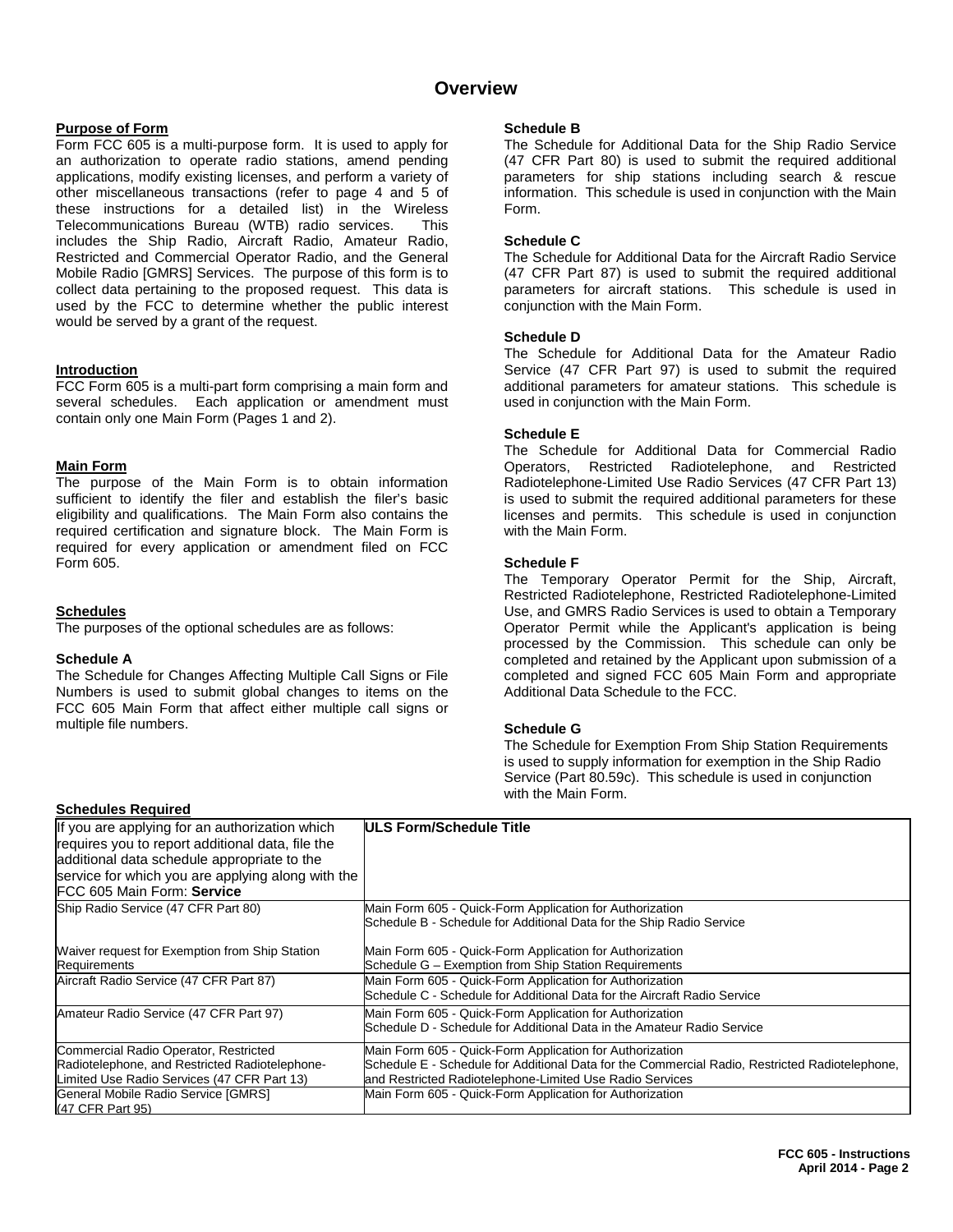# Overview

**Purpose of Form**

Form FCC 605 is a multi-purpose form. It is used to apply for an authorization to operate radio stations, amend pending applications, modify existing licenses, and perform a variety of other miscellaneous transactions (refer to page 4 and 5 of these instructions for a detailed list) in the Wireless Telecommunications Bureau (WTB) radio services. This includes the Ship Radio, Aircraft Radio, Amateur Radio, Restricted and Commercial Operator Radio, and the General Mobile Radio [GMRS] Services. The purpose of this form is to collect data pertaining to the proposed request. This data is used by the FCC to determine whether the public interest would be served by a grant of the request.

**Introduction**

FCC Form 605 is a multi-part form comprising a main form and several schedules. Each application or amendment must contain only one Main Form (Pages 1 and 2).

**Main Form**

The purpose of the Main Form is to obtain information sufficient to identify the filer and establish the filer's basic eligibility and qualifications. The Main Form also contains the required certification and signature block. The Main Form is required for every application or amendment filed on FCC Form 605.

**Schedules**

The purposes of the optional schedules are as follows:

**Schedule A**

The Schedule for Changes Affecting Multiple Call Signs or File Numbers is used to submit global changes to items on the FCC 605 Main Form that affect either multiple call signs or multiple file numbers.

**Schedule B**

The Schedule for Additional Data for the Ship Radio Service (47 CFR Part 80) is used to submit the required additional parameters for ship stations including search & rescue information. This schedule is used in conjunction with the Main Form.

**Schedule C**

The Schedule for Additional Data for the Aircraft Radio Service (47 CFR Part 87) is used to submit the required additional parameters for aircraft stations. This schedule is used in conjunction with the Main Form.

**Schedule D**

The Schedule for Additional Data for the Amateur Radio Service (47 CFR Part 97) is used to submit the required additional parameters for amateur stations. This schedule is used in conjunction with the Main Form.

**Schedule E**

The Schedule for Additional Data for Commercial Radio Operators, Restricted Radiotelephone, and Restricted Radiotelephone-Limited Use Radio Services (47 CFR Part 13) is used to submit the required additional parameters for these licenses and permits. This schedule is used in conjunction with the Main Form.

**Schedule F**

The Temporary Operator Permit for the Ship, Aircraft, Restricted Radiotelephone, Restricted Radiotelephone-Limited Use, and GMRS Radio Services is used to obtain a Temporary Operator Permit while the Applicant's application is being processed by the Commission. This schedule can only be completed and retained by the Applicant upon submission of a completed and signed FCC 605 Main Form and appropriate Additional Data Schedule to the FCC.

**Schedule G**

The Schedule for Exemption From Ship Station Requirements is used to supply information for exemption in the Ship Radio Service (Part 80.59c). This schedule is used in conjunction with the Main Form.

**Schedules Required**

| If you are applying for an authorization which requires you to report additional data, file the additional data schedule appropriate to the service for which you are applying along with the FCC 605 Main Form: **Service** | **ULS Form/Schedule Title** |
|---|---|
| Ship Radio Service (47 CFR Part 80)<br><br>Waiver request for Exemption from Ship Station Requirements | Main Form 605 - Quick-Form Application for Authorization<br>Schedule B - Schedule for Additional Data for the Ship Radio Service<br><br>Main Form 605 - Quick-Form Application for Authorization<br>Schedule G – Exemption from Ship Station Requirements |
| Aircraft Radio Service (47 CFR Part 87) | Main Form 605 - Quick-Form Application for Authorization<br>Schedule C - Schedule for Additional Data for the Aircraft Radio Service |
| Amateur Radio Service (47 CFR Part 97) | Main Form 605 - Quick-Form Application for Authorization<br>Schedule D - Schedule for Additional Data in the Amateur Radio Service |
| Commercial Radio Operator, Restricted Radiotelephone, and Restricted Radiotelephone-Limited Use Radio Services (47 CFR Part 13) | Main Form 605 - Quick-Form Application for Authorization<br>Schedule E - Schedule for Additional Data for the Commercial Radio, Restricted Radiotelephone, and Restricted Radiotelephone-Limited Use Radio Services |
| General Mobile Radio Service [GMRS] (47 CFR Part 95) | Main Form 605 - Quick-Form Application for Authorization |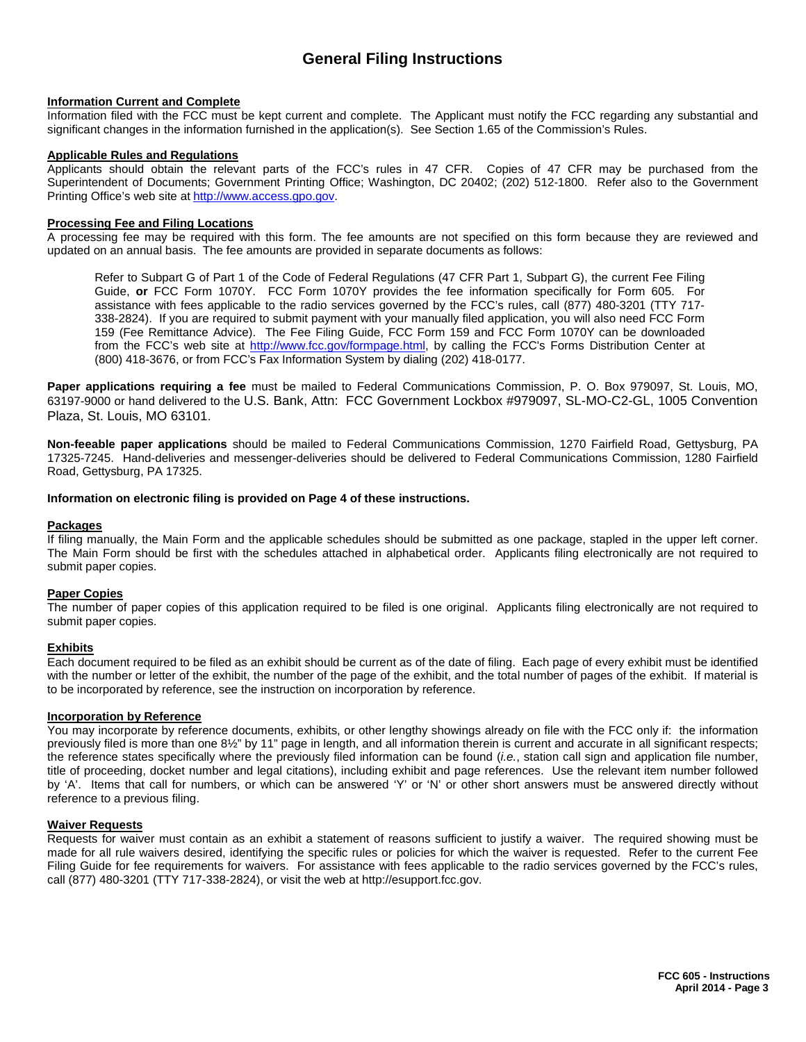# General Filing Instructions

**Information Current and Complete**

Information filed with the FCC must be kept current and complete. The Applicant must notify the FCC regarding any substantial and significant changes in the information furnished in the application(s). See Section 1.65 of the Commission's Rules.

**Applicable Rules and Regulations**

Applicants should obtain the relevant parts of the FCC's rules in 47 CFR. Copies of 47 CFR may be purchased from the Superintendent of Documents; Government Printing Office; Washington, DC 20402; (202) 512-1800. Refer also to the Government Printing Office's web site at http://www.access.gpo.gov.

**Processing Fee and Filing Locations**

A processing fee may be required with this form. The fee amounts are not specified on this form because they are reviewed and updated on an annual basis. The fee amounts are provided in separate documents as follows:

> Refer to Subpart G of Part 1 of the Code of Federal Regulations (47 CFR Part 1, Subpart G), the current Fee Filing Guide, **or** FCC Form 1070Y. FCC Form 1070Y provides the fee information specifically for Form 605. For assistance with fees applicable to the radio services governed by the FCC's rules, call (877) 480-3201 (TTY 717-338-2824). If you are required to submit payment with your manually filed application, you will also need FCC Form 159 (Fee Remittance Advice). The Fee Filing Guide, FCC Form 159 and FCC Form 1070Y can be downloaded from the FCC's web site at http://www.fcc.gov/formpage.html, by calling the FCC's Forms Distribution Center at (800) 418-3676, or from FCC's Fax Information System by dialing (202) 418-0177.

**Paper applications requiring a fee** must be mailed to Federal Communications Commission, P. O. Box 979097, St. Louis, MO, 63197-9000 or hand delivered to the U.S. Bank, Attn: FCC Government Lockbox #979097, SL-MO-C2-GL, 1005 Convention Plaza, St. Louis, MO 63101.

**Non-feeable paper applications** should be mailed to Federal Communications Commission, 1270 Fairfield Road, Gettysburg, PA 17325-7245. Hand-deliveries and messenger-deliveries should be delivered to Federal Communications Commission, 1280 Fairfield Road, Gettysburg, PA 17325.

**Information on electronic filing is provided on Page 4 of these instructions.**

**Packages**

If filing manually, the Main Form and the applicable schedules should be submitted as one package, stapled in the upper left corner. The Main Form should be first with the schedules attached in alphabetical order. Applicants filing electronically are not required to submit paper copies.

**Paper Copies**

The number of paper copies of this application required to be filed is one original. Applicants filing electronically are not required to submit paper copies.

**Exhibits**

Each document required to be filed as an exhibit should be current as of the date of filing. Each page of every exhibit must be identified with the number or letter of the exhibit, the number of the page of the exhibit, and the total number of pages of the exhibit. If material is to be incorporated by reference, see the instruction on incorporation by reference.

**Incorporation by Reference**

You may incorporate by reference documents, exhibits, or other lengthy showings already on file with the FCC only if: the information previously filed is more than one 8½" by 11" page in length, and all information therein is current and accurate in all significant respects; the reference states specifically where the previously filed information can be found (*i.e.*, station call sign and application file number, title of proceeding, docket number and legal citations), including exhibit and page references. Use the relevant item number followed by 'A'. Items that call for numbers, or which can be answered 'Y' or 'N' or other short answers must be answered directly without reference to a previous filing.

**Waiver Requests**

Requests for waiver must contain as an exhibit a statement of reasons sufficient to justify a waiver. The required showing must be made for all rule waivers desired, identifying the specific rules or policies for which the waiver is requested. Refer to the current Fee Filing Guide for fee requirements for waivers. For assistance with fees applicable to the radio services governed by the FCC's rules, call (877) 480-3201 (TTY 717-338-2824), or visit the web at http://esupport.fcc.gov.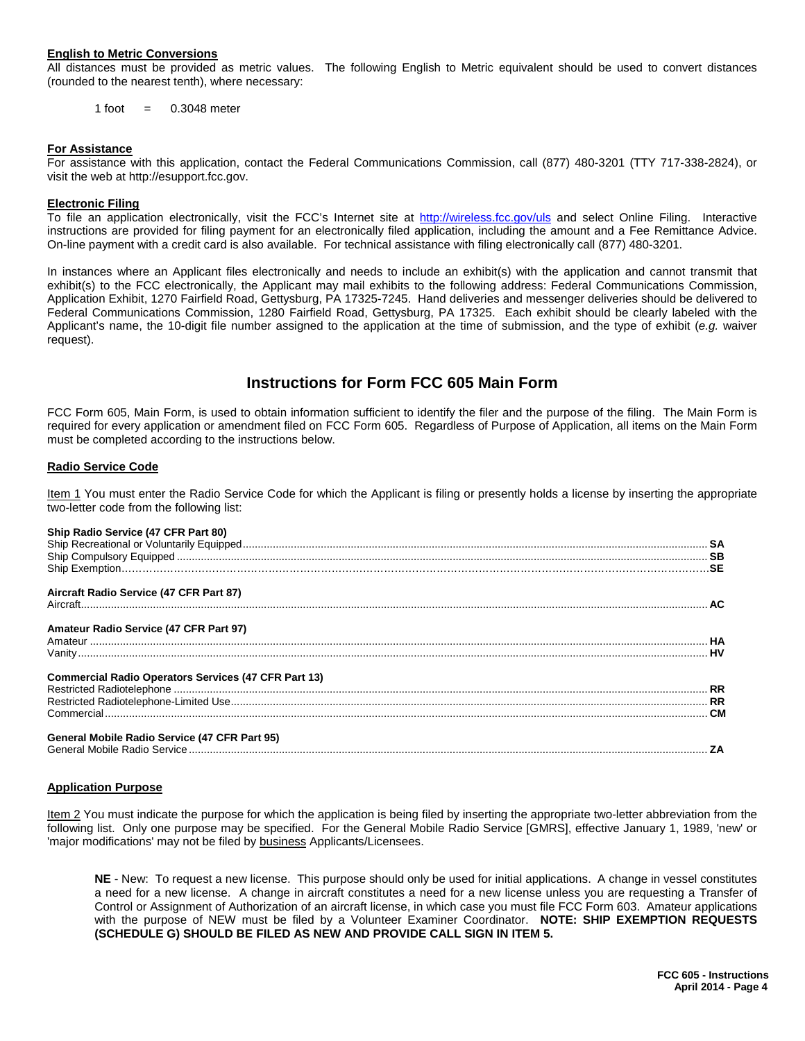**English to Metric Conversions**

All distances must be provided as metric values. The following English to Metric equivalent should be used to convert distances (rounded to the nearest tenth), where necessary:

1 foot = 0.3048 meter

**For Assistance**

For assistance with this application, contact the Federal Communications Commission, call (877) 480-3201 (TTY 717-338-2824), or visit the web at http://esupport.fcc.gov.

**Electronic Filing**

To file an application electronically, visit the FCC's Internet site at http://wireless.fcc.gov/uls and select Online Filing. Interactive instructions are provided for filing payment for an electronically filed application, including the amount and a Fee Remittance Advice. On-line payment with a credit card is also available. For technical assistance with filing electronically call (877) 480-3201.

In instances where an Applicant files electronically and needs to include an exhibit(s) with the application and cannot transmit that exhibit(s) to the FCC electronically, the Applicant may mail exhibits to the following address: Federal Communications Commission, Application Exhibit, 1270 Fairfield Road, Gettysburg, PA 17325-7245. Hand deliveries and messenger deliveries should be delivered to Federal Communications Commission, 1280 Fairfield Road, Gettysburg, PA 17325. Each exhibit should be clearly labeled with the Applicant's name, the 10-digit file number assigned to the application at the time of submission, and the type of exhibit (*e.g.* waiver request).

## Instructions for Form FCC 605 Main Form

FCC Form 605, Main Form, is used to obtain information sufficient to identify the filer and the purpose of the filing. The Main Form is required for every application or amendment filed on FCC Form 605. Regardless of Purpose of Application, all items on the Main Form must be completed according to the instructions below.

**Radio Service Code**

Item 1 You must enter the Radio Service Code for which the Applicant is filing or presently holds a license by inserting the appropriate two-letter code from the following list:

**Ship Radio Service (47 CFR Part 80)**
Ship Recreational or Voluntarily Equipped ........ **SA**
Ship Compulsory Equipped ........ **SB**
Ship Exemption ........ **SE**

**Aircraft Radio Service (47 CFR Part 87)**
Aircraft ........ **AC**

**Amateur Radio Service (47 CFR Part 97)**
Amateur ........ **HA**
Vanity ........ **HV**

**Commercial Radio Operators Services (47 CFR Part 13)**
Restricted Radiotelephone ........ **RR**
Restricted Radiotelephone-Limited Use ........ **RR**
Commercial ........ **CM**

**General Mobile Radio Service (47 CFR Part 95)**
General Mobile Radio Service ........ **ZA**

**Application Purpose**

Item 2 You must indicate the purpose for which the application is being filed by inserting the appropriate two-letter abbreviation from the following list. Only one purpose may be specified. For the General Mobile Radio Service [GMRS], effective January 1, 1989, 'new' or 'major modifications' may not be filed by business Applicants/Licensees.

> **NE** - New: To request a new license. This purpose should only be used for initial applications. A change in vessel constitutes a need for a new license. A change in aircraft constitutes a need for a new license unless you are requesting a Transfer of Control or Assignment of Authorization of an aircraft license, in which case you must file FCC Form 603. Amateur applications with the purpose of NEW must be filed by a Volunteer Examiner Coordinator. **NOTE: SHIP EXEMPTION REQUESTS (SCHEDULE G) SHOULD BE FILED AS NEW AND PROVIDE CALL SIGN IN ITEM 5.**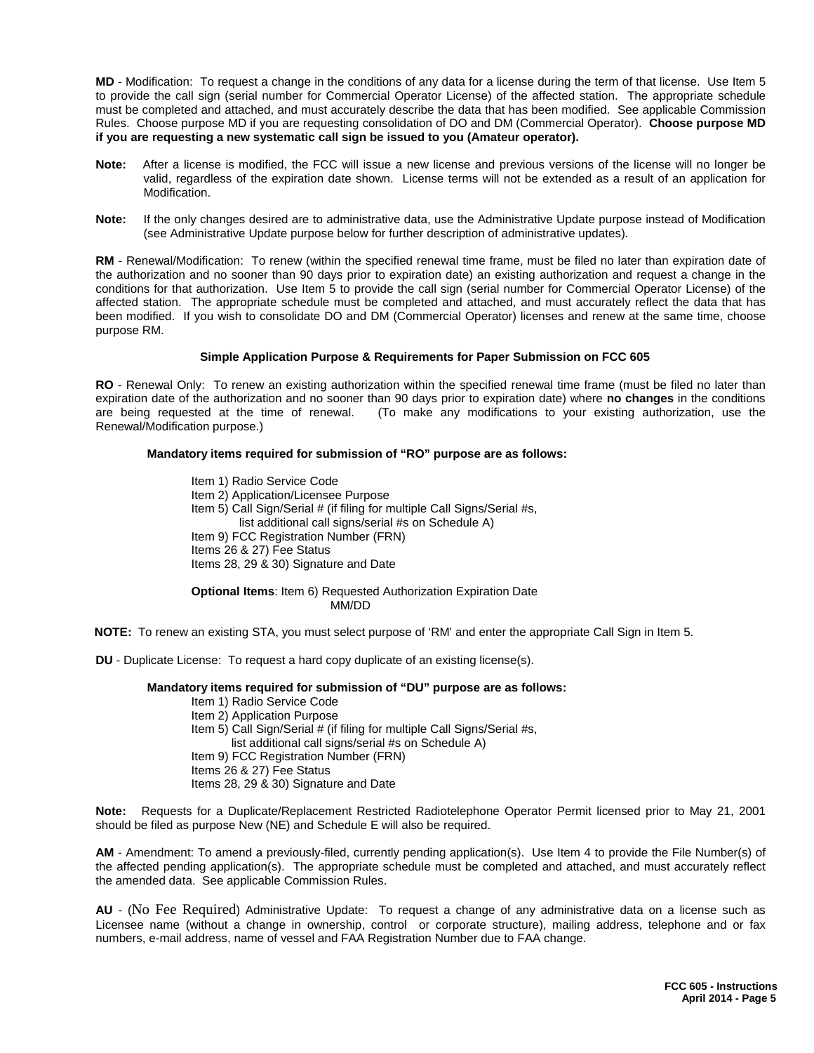**MD** - Modification: To request a change in the conditions of any data for a license during the term of that license. Use Item 5 to provide the call sign (serial number for Commercial Operator License) of the affected station. The appropriate schedule must be completed and attached, and must accurately describe the data that has been modified. See applicable Commission Rules. Choose purpose MD if you are requesting consolidation of DO and DM (Commercial Operator). **Choose purpose MD if you are requesting a new systematic call sign be issued to you (Amateur operator).**

**Note:** After a license is modified, the FCC will issue a new license and previous versions of the license will no longer be valid, regardless of the expiration date shown. License terms will not be extended as a result of an application for Modification.

**Note:** If the only changes desired are to administrative data, use the Administrative Update purpose instead of Modification (see Administrative Update purpose below for further description of administrative updates).

**RM** - Renewal/Modification: To renew (within the specified renewal time frame, must be filed no later than expiration date of the authorization and no sooner than 90 days prior to expiration date) an existing authorization and request a change in the conditions for that authorization. Use Item 5 to provide the call sign (serial number for Commercial Operator License) of the affected station. The appropriate schedule must be completed and attached, and must accurately reflect the data that has been modified. If you wish to consolidate DO and DM (Commercial Operator) licenses and renew at the same time, choose purpose RM.

### Simple Application Purpose & Requirements for Paper Submission on FCC 605

**RO** - Renewal Only: To renew an existing authorization within the specified renewal time frame (must be filed no later than expiration date of the authorization and no sooner than 90 days prior to expiration date) where **no changes** in the conditions are being requested at the time of renewal. (To make any modifications to your existing authorization, use the Renewal/Modification purpose.)

**Mandatory items required for submission of "RO" purpose are as follows:**

Item 1) Radio Service Code
Item 2) Application/Licensee Purpose
Item 5) Call Sign/Serial # (if filing for multiple Call Signs/Serial #s, list additional call signs/serial #s on Schedule A)
Item 9) FCC Registration Number (FRN)
Items 26 & 27) Fee Status
Items 28, 29 & 30) Signature and Date

**Optional Items**: Item 6) Requested Authorization Expiration Date MM/DD

**NOTE:** To renew an existing STA, you must select purpose of 'RM' and enter the appropriate Call Sign in Item 5.

**DU** - Duplicate License: To request a hard copy duplicate of an existing license(s).

**Mandatory items required for submission of "DU" purpose are as follows:**

Item 1) Radio Service Code
Item 2) Application Purpose
Item 5) Call Sign/Serial # (if filing for multiple Call Signs/Serial #s, list additional call signs/serial #s on Schedule A)
Item 9) FCC Registration Number (FRN)
Items 26 & 27) Fee Status
Items 28, 29 & 30) Signature and Date

**Note:** Requests for a Duplicate/Replacement Restricted Radiotelephone Operator Permit licensed prior to May 21, 2001 should be filed as purpose New (NE) and Schedule E will also be required.

**AM** - Amendment: To amend a previously-filed, currently pending application(s). Use Item 4 to provide the File Number(s) of the affected pending application(s). The appropriate schedule must be completed and attached, and must accurately reflect the amended data. See applicable Commission Rules.

**AU** - (No Fee Required) Administrative Update: To request a change of any administrative data on a license such as Licensee name (without a change in ownership, control or corporate structure), mailing address, telephone and or fax numbers, e-mail address, name of vessel and FAA Registration Number due to FAA change.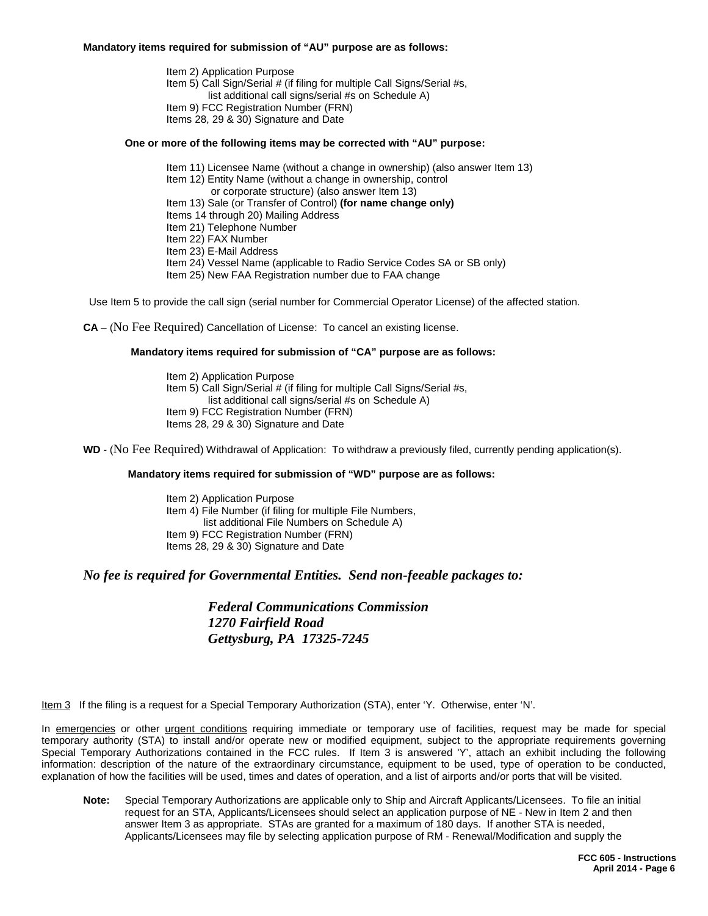**Mandatory items required for submission of "AU" purpose are as follows:**

- Item 2) Application Purpose
- Item 5) Call Sign/Serial # (if filing for multiple Call Signs/Serial #s, list additional call signs/serial #s on Schedule A)
- Item 9) FCC Registration Number (FRN)
- Items 28, 29 & 30) Signature and Date

**One or more of the following items may be corrected with "AU" purpose:**

- Item 11) Licensee Name (without a change in ownership) (also answer Item 13)
- Item 12) Entity Name (without a change in ownership, control or corporate structure) (also answer Item 13)
- Item 13) Sale (or Transfer of Control) **(for name change only)**
- Items 14 through 20) Mailing Address
- Item 21) Telephone Number
- Item 22) FAX Number
- Item 23) E-Mail Address
- Item 24) Vessel Name (applicable to Radio Service Codes SA or SB only)
- Item 25) New FAA Registration number due to FAA change

Use Item 5 to provide the call sign (serial number for Commercial Operator License) of the affected station.

**CA** – (No Fee Required) Cancellation of License: To cancel an existing license.

**Mandatory items required for submission of "CA" purpose are as follows:**

- Item 2) Application Purpose
- Item 5) Call Sign/Serial # (if filing for multiple Call Signs/Serial #s, list additional call signs/serial #s on Schedule A)
- Item 9) FCC Registration Number (FRN)
- Items 28, 29 & 30) Signature and Date

**WD** - (No Fee Required) Withdrawal of Application: To withdraw a previously filed, currently pending application(s).

**Mandatory items required for submission of "WD" purpose are as follows:**

- Item 2) Application Purpose
- Item 4) File Number (if filing for multiple File Numbers, list additional File Numbers on Schedule A)
- Item 9) FCC Registration Number (FRN)
- Items 28, 29 & 30) Signature and Date

***No fee is required for Governmental Entities. Send non-feeable packages to:***

***Federal Communications Commission***
***1270 Fairfield Road***
***Gettysburg, PA 17325-7245***

Item 3 If the filing is a request for a Special Temporary Authorization (STA), enter 'Y. Otherwise, enter 'N'.

In emergencies or other urgent conditions requiring immediate or temporary use of facilities, request may be made for special temporary authority (STA) to install and/or operate new or modified equipment, subject to the appropriate requirements governing Special Temporary Authorizations contained in the FCC rules. If Item 3 is answered 'Y', attach an exhibit including the following information: description of the nature of the extraordinary circumstance, equipment to be used, type of operation to be conducted, explanation of how the facilities will be used, times and dates of operation, and a list of airports and/or ports that will be visited.

**Note:** Special Temporary Authorizations are applicable only to Ship and Aircraft Applicants/Licensees. To file an initial request for an STA, Applicants/Licensees should select an application purpose of NE - New in Item 2 and then answer Item 3 as appropriate. STAs are granted for a maximum of 180 days. If another STA is needed, Applicants/Licensees may file by selecting application purpose of RM - Renewal/Modification and supply the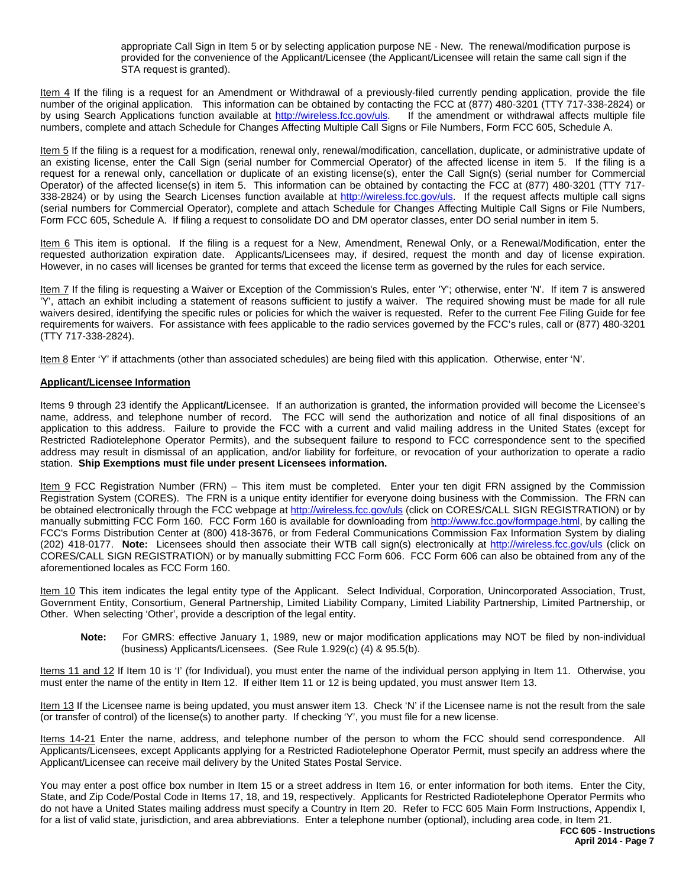appropriate Call Sign in Item 5 or by selecting application purpose NE - New. The renewal/modification purpose is provided for the convenience of the Applicant/Licensee (the Applicant/Licensee will retain the same call sign if the STA request is granted).

Item 4 If the filing is a request for an Amendment or Withdrawal of a previously-filed currently pending application, provide the file number of the original application. This information can be obtained by contacting the FCC at (877) 480-3201 (TTY 717-338-2824) or by using Search Applications function available at http://wireless.fcc.gov/uls. If the amendment or withdrawal affects multiple file numbers, complete and attach Schedule for Changes Affecting Multiple Call Signs or File Numbers, Form FCC 605, Schedule A.

Item 5 If the filing is a request for a modification, renewal only, renewal/modification, cancellation, duplicate, or administrative update of an existing license, enter the Call Sign (serial number for Commercial Operator) of the affected license in item 5. If the filing is a request for a renewal only, cancellation or duplicate of an existing license(s), enter the Call Sign(s) (serial number for Commercial Operator) of the affected license(s) in item 5. This information can be obtained by contacting the FCC at (877) 480-3201 (TTY 717-338-2824) or by using the Search Licenses function available at http://wireless.fcc.gov/uls. If the request affects multiple call signs (serial numbers for Commercial Operator), complete and attach Schedule for Changes Affecting Multiple Call Signs or File Numbers, Form FCC 605, Schedule A. If filing a request to consolidate DO and DM operator classes, enter DO serial number in item 5.

Item 6 This item is optional. If the filing is a request for a New, Amendment, Renewal Only, or a Renewal/Modification, enter the requested authorization expiration date. Applicants/Licensees may, if desired, request the month and day of license expiration. However, in no cases will licenses be granted for terms that exceed the license term as governed by the rules for each service.

Item 7 If the filing is requesting a Waiver or Exception of the Commission's Rules, enter 'Y'; otherwise, enter 'N'. If item 7 is answered 'Y', attach an exhibit including a statement of reasons sufficient to justify a waiver. The required showing must be made for all rule waivers desired, identifying the specific rules or policies for which the waiver is requested. Refer to the current Fee Filing Guide for fee requirements for waivers. For assistance with fees applicable to the radio services governed by the FCC's rules, call or (877) 480-3201 (TTY 717-338-2824).

Item 8 Enter 'Y' if attachments (other than associated schedules) are being filed with this application. Otherwise, enter 'N'.

**Applicant/Licensee Information**

Items 9 through 23 identify the Applicant/Licensee. If an authorization is granted, the information provided will become the Licensee's name, address, and telephone number of record. The FCC will send the authorization and notice of all final dispositions of an application to this address. Failure to provide the FCC with a current and valid mailing address in the United States (except for Restricted Radiotelephone Operator Permits), and the subsequent failure to respond to FCC correspondence sent to the specified address may result in dismissal of an application, and/or liability for forfeiture, or revocation of your authorization to operate a radio station. **Ship Exemptions must file under present Licensees information.**

Item 9 FCC Registration Number (FRN) – This item must be completed. Enter your ten digit FRN assigned by the Commission Registration System (CORES). The FRN is a unique entity identifier for everyone doing business with the Commission. The FRN can be obtained electronically through the FCC webpage at http://wireless.fcc.gov/uls (click on CORES/CALL SIGN REGISTRATION) or by manually submitting FCC Form 160. FCC Form 160 is available for downloading from http://www.fcc.gov/formpage.html, by calling the FCC's Forms Distribution Center at (800) 418-3676, or from Federal Communications Commission Fax Information System by dialing (202) 418-0177. **Note:** Licensees should then associate their WTB call sign(s) electronically at http://wireless.fcc.gov/uls (click on CORES/CALL SIGN REGISTRATION) or by manually submitting FCC Form 606. FCC Form 606 can also be obtained from any of the aforementioned locales as FCC Form 160.

Item 10 This item indicates the legal entity type of the Applicant. Select Individual, Corporation, Unincorporated Association, Trust, Government Entity, Consortium, General Partnership, Limited Liability Company, Limited Liability Partnership, Limited Partnership, or Other. When selecting 'Other', provide a description of the legal entity.

> **Note:** For GMRS: effective January 1, 1989, new or major modification applications may NOT be filed by non-individual (business) Applicants/Licensees. (See Rule 1.929(c) (4) & 95.5(b).

Items 11 and 12 If Item 10 is 'I' (for Individual), you must enter the name of the individual person applying in Item 11. Otherwise, you must enter the name of the entity in Item 12. If either Item 11 or 12 is being updated, you must answer Item 13.

Item 13 If the Licensee name is being updated, you must answer item 13. Check 'N' if the Licensee name is not the result from the sale (or transfer of control) of the license(s) to another party. If checking 'Y', you must file for a new license.

Items 14-21 Enter the name, address, and telephone number of the person to whom the FCC should send correspondence. All Applicants/Licensees, except Applicants applying for a Restricted Radiotelephone Operator Permit, must specify an address where the Applicant/Licensee can receive mail delivery by the United States Postal Service.

You may enter a post office box number in Item 15 or a street address in Item 16, or enter information for both items. Enter the City, State, and Zip Code/Postal Code in Items 17, 18, and 19, respectively. Applicants for Restricted Radiotelephone Operator Permits who do not have a United States mailing address must specify a Country in Item 20. Refer to FCC 605 Main Form Instructions, Appendix I, for a list of valid state, jurisdiction, and area abbreviations. Enter a telephone number (optional), including area code, in Item 21.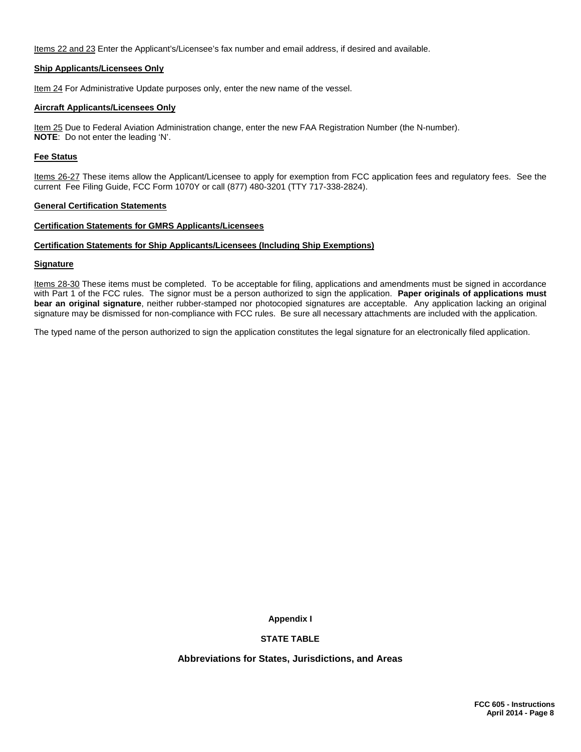Items 22 and 23 Enter the Applicant's/Licensee's fax number and email address, if desired and available.

**Ship Applicants/Licensees Only**

Item 24 For Administrative Update purposes only, enter the new name of the vessel.

**Aircraft Applicants/Licensees Only**

Item 25 Due to Federal Aviation Administration change, enter the new FAA Registration Number (the N-number).
**NOTE**: Do not enter the leading 'N'.

**Fee Status**

Items 26-27 These items allow the Applicant/Licensee to apply for exemption from FCC application fees and regulatory fees. See the current Fee Filing Guide, FCC Form 1070Y or call (877) 480-3201 (TTY 717-338-2824).

**General Certification Statements**

**Certification Statements for GMRS Applicants/Licensees**

**Certification Statements for Ship Applicants/Licensees (Including Ship Exemptions)**

**Signature**

Items 28-30 These items must be completed. To be acceptable for filing, applications and amendments must be signed in accordance with Part 1 of the FCC rules. The signor must be a person authorized to sign the application. **Paper originals of applications must bear an original signature**, neither rubber-stamped nor photocopied signatures are acceptable. Any application lacking an original signature may be dismissed for non-compliance with FCC rules. Be sure all necessary attachments are included with the application.

The typed name of the person authorized to sign the application constitutes the legal signature for an electronically filed application.

## Appendix I

## STATE TABLE

### Abbreviations for States, Jurisdictions, and Areas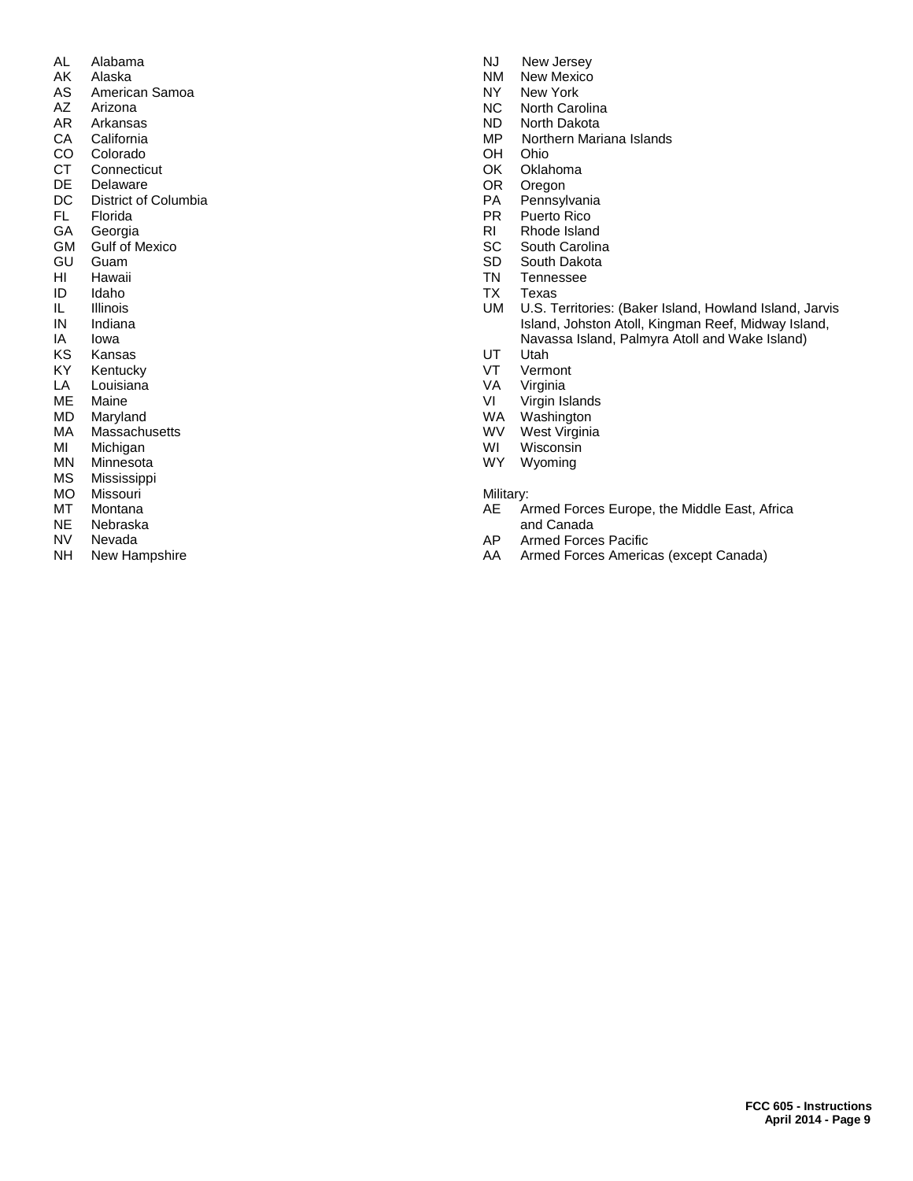AL Alabama
AK Alaska
AS American Samoa
AZ Arizona
AR Arkansas
CA California
CO Colorado
CT Connecticut
DE Delaware
DC District of Columbia
FL Florida
GA Georgia
GM Gulf of Mexico
GU Guam
HI Hawaii
ID Idaho
IL Illinois
IN Indiana
IA Iowa
KS Kansas
KY Kentucky
LA Louisiana
ME Maine
MD Maryland
MA Massachusetts
MI Michigan
MN Minnesota
MS Mississippi
MO Missouri
MT Montana
NE Nebraska
NV Nevada
NH New Hampshire
NJ New Jersey
NM New Mexico
NY New York
NC North Carolina
ND North Dakota
MP Northern Mariana Islands
OH Ohio
OK Oklahoma
OR Oregon
PA Pennsylvania
PR Puerto Rico
RI Rhode Island
SC South Carolina
SD South Dakota
TN Tennessee
TX Texas
UM U.S. Territories: (Baker Island, Howland Island, Jarvis Island, Johston Atoll, Kingman Reef, Midway Island, Navassa Island, Palmyra Atoll and Wake Island)
UT Utah
VT Vermont
VA Virginia
VI Virgin Islands
WA Washington
WV West Virginia
WI Wisconsin
WY Wyoming

Military:
AE Armed Forces Europe, the Middle East, Africa and Canada
AP Armed Forces Pacific
AA Armed Forces Americas (except Canada)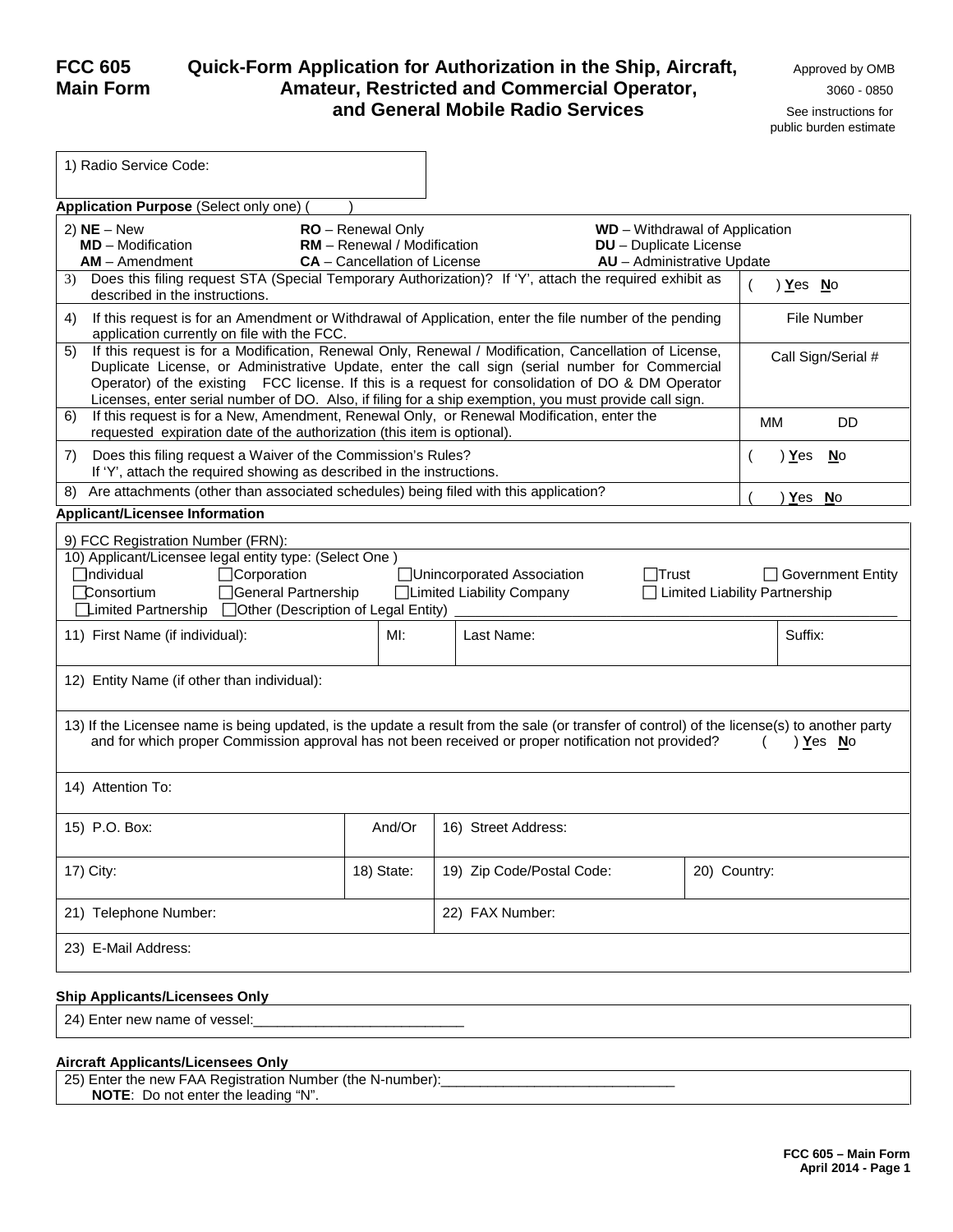# FCC 605 Main Form

## Quick-Form Application for Authorization in the Ship, Aircraft, Amateur, Restricted and Commercial Operator, and General Mobile Radio Services

Approved by OMB
3060 - 0850
See instructions for public burden estimate

| 1) Radio Service Code: |
|---|

**Application Purpose** (Select only one) (     )

| 2) **NE** – New<br>**MD** – Modification<br>**AM** – Amendment | **RO** – Renewal Only<br>**RM** – Renewal / Modification<br>**CA** – Cancellation of License | **WD** – Withdrawal of Application<br>**DU** – Duplicate License<br>**AU** – Administrative Update |
|---|---|---|

| | |
|---|---|
| 3) Does this filing request STA (Special Temporary Authorization)? If 'Y', attach the required exhibit as described in the instructions. | (     ) **Y**es **N**o |
| 4) If this request is for an Amendment or Withdrawal of Application, enter the file number of the pending application currently on file with the FCC. | File Number |
| 5) If this request is for a Modification, Renewal Only, Renewal / Modification, Cancellation of License, Duplicate License, or Administrative Update, enter the call sign (serial number for Commercial Operator) of the existing FCC license. If this is a request for consolidation of DO & DM Operator Licenses, enter serial number of DO. Also, if filing for a ship exemption, you must provide call sign. | Call Sign/Serial # |
| 6) If this request is for a New, Amendment, Renewal Only, or Renewal Modification, enter the requested expiration date of the authorization (this item is optional). | MM DD |
| 7) Does this filing request a Waiver of the Commission's Rules? If 'Y', attach the required showing as described in the instructions. | (     ) **Y**es **N**o |
| 8) Are attachments (other than associated schedules) being filed with this application? | (     ) **Y**es **N**o |

**Applicant/Licensee Information**

9) FCC Registration Number (FRN):

10) Applicant/Licensee legal entity type: (Select One )

☐ Individual ☐ Corporation ☐ Unincorporated Association ☐ Trust ☐ Government Entity
☐ Consortium ☐ General Partnership ☐ Limited Liability Company ☐ Limited Liability Partnership
☐ Limited Partnership ☐ Other (Description of Legal Entity) ____________________

| 11) First Name (if individual): | MI: | Last Name: | Suffix: |
|---|---|---|---|

12) Entity Name (if other than individual):

13) If the Licensee name is being updated, is the update a result from the sale (or transfer of control) of the license(s) to another party and for which proper Commission approval has not been received or proper notification not provided? (     ) **Y**es **N**o

14) Attention To:

| 15) P.O. Box: | And/Or | 16) Street Address: | |
|---|---|---|---|
| 17) City: | 18) State: | 19) Zip Code/Postal Code: | 20) Country: |
| 21) Telephone Number: | | 22) FAX Number: | |

23) E-Mail Address:

**Ship Applicants/Licensees Only**

24) Enter new name of vessel:___________________________

**Aircraft Applicants/Licensees Only**

25) Enter the new FAA Registration Number (the N-number):______________________________
**NOTE**: Do not enter the leading "N".

**FCC 605 – Main Form**
**April 2014 - Page 1**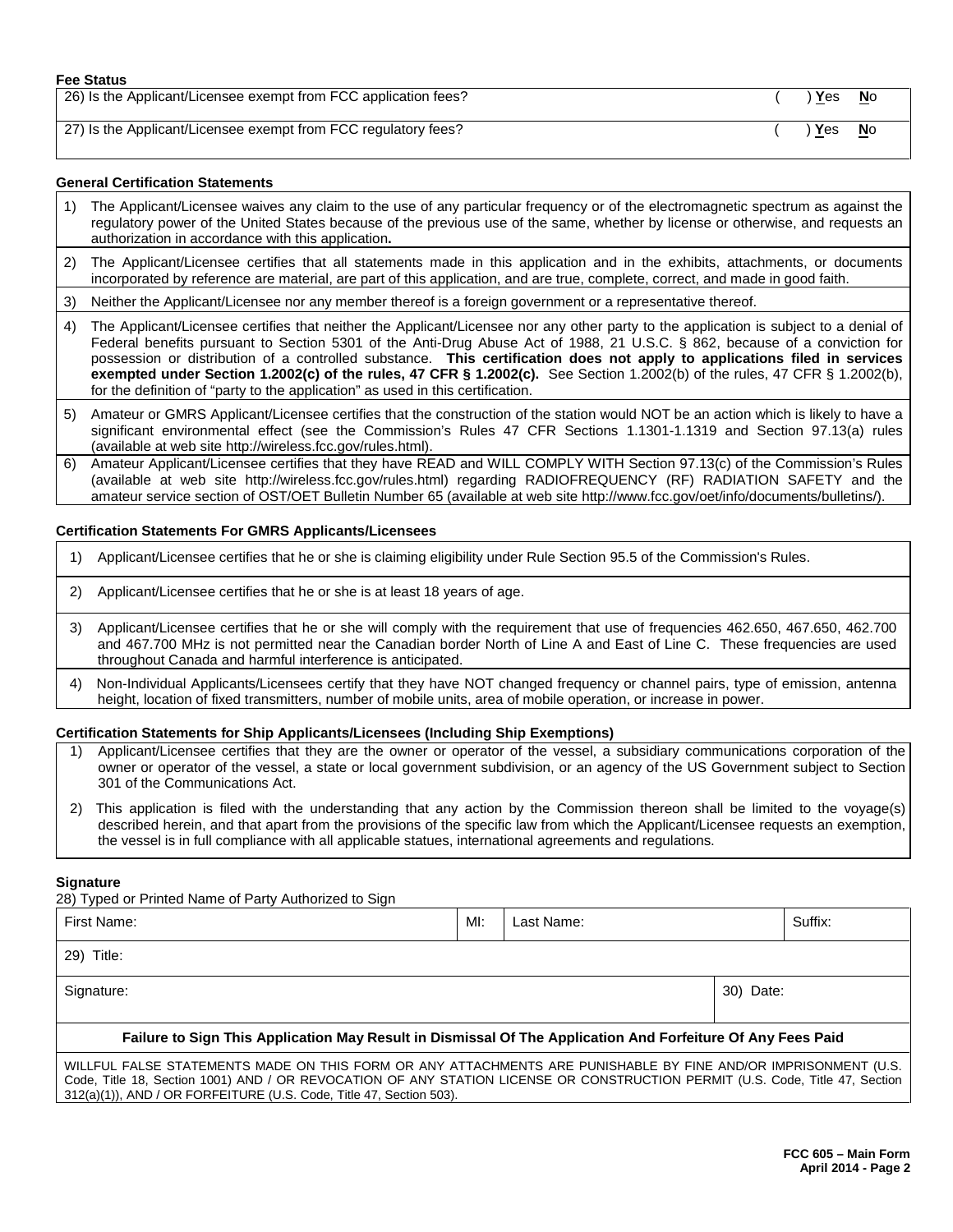**Fee Status**

| | |
|---|---|
| 26) Is the Applicant/Licensee exempt from FCC application fees? | ( ) Yes No |
| 27) Is the Applicant/Licensee exempt from FCC regulatory fees? | ( ) Yes No |

**General Certification Statements**

1) The Applicant/Licensee waives any claim to the use of any particular frequency or of the electromagnetic spectrum as against the regulatory power of the United States because of the previous use of the same, whether by license or otherwise, and requests an authorization in accordance with this application**.**

2) The Applicant/Licensee certifies that all statements made in this application and in the exhibits, attachments, or documents incorporated by reference are material, are part of this application, and are true, complete, correct, and made in good faith.

3) Neither the Applicant/Licensee nor any member thereof is a foreign government or a representative thereof.

4) The Applicant/Licensee certifies that neither the Applicant/Licensee nor any other party to the application is subject to a denial of Federal benefits pursuant to Section 5301 of the Anti-Drug Abuse Act of 1988, 21 U.S.C. § 862, because of a conviction for possession or distribution of a controlled substance. **This certification does not apply to applications filed in services exempted under Section 1.2002(c) of the rules, 47 CFR § 1.2002(c).** See Section 1.2002(b) of the rules, 47 CFR § 1.2002(b), for the definition of "party to the application" as used in this certification.

5) Amateur or GMRS Applicant/Licensee certifies that the construction of the station would NOT be an action which is likely to have a significant environmental effect (see the Commission's Rules 47 CFR Sections 1.1301-1.1319 and Section 97.13(a) rules (available at web site http://wireless.fcc.gov/rules.html).

6) Amateur Applicant/Licensee certifies that they have READ and WILL COMPLY WITH Section 97.13(c) of the Commission's Rules (available at web site http://wireless.fcc.gov/rules.html) regarding RADIOFREQUENCY (RF) RADIATION SAFETY and the amateur service section of OST/OET Bulletin Number 65 (available at web site http://www.fcc.gov/oet/info/documents/bulletins/).

**Certification Statements For GMRS Applicants/Licensees**

1) Applicant/Licensee certifies that he or she is claiming eligibility under Rule Section 95.5 of the Commission's Rules.

2) Applicant/Licensee certifies that he or she is at least 18 years of age.

3) Applicant/Licensee certifies that he or she will comply with the requirement that use of frequencies 462.650, 467.650, 462.700 and 467.700 MHz is not permitted near the Canadian border North of Line A and East of Line C. These frequencies are used throughout Canada and harmful interference is anticipated.

4) Non-Individual Applicants/Licensees certify that they have NOT changed frequency or channel pairs, type of emission, antenna height, location of fixed transmitters, number of mobile units, area of mobile operation, or increase in power.

**Certification Statements for Ship Applicants/Licensees (Including Ship Exemptions)**

1) Applicant/Licensee certifies that they are the owner or operator of the vessel, a subsidiary communications corporation of the owner or operator of the vessel, a state or local government subdivision, or an agency of the US Government subject to Section 301 of the Communications Act.

2) This application is filed with the understanding that any action by the Commission thereon shall be limited to the voyage(s) described herein, and that apart from the provisions of the specific law from which the Applicant/Licensee requests an exemption, the vessel is in full compliance with all applicable statues, international agreements and regulations.

**Signature**

28) Typed or Printed Name of Party Authorized to Sign

| First Name: | MI: | Last Name: | Suffix: |
|---|---|---|---|
| 29) Title: | | | |
| Signature: | | | 30) Date: |

**Failure to Sign This Application May Result in Dismissal Of The Application And Forfeiture Of Any Fees Paid**

WILLFUL FALSE STATEMENTS MADE ON THIS FORM OR ANY ATTACHMENTS ARE PUNISHABLE BY FINE AND/OR IMPRISONMENT (U.S. Code, Title 18, Section 1001) AND / OR REVOCATION OF ANY STATION LICENSE OR CONSTRUCTION PERMIT (U.S. Code, Title 47, Section 312(a)(1)), AND / OR FORFEITURE (U.S. Code, Title 47, Section 503).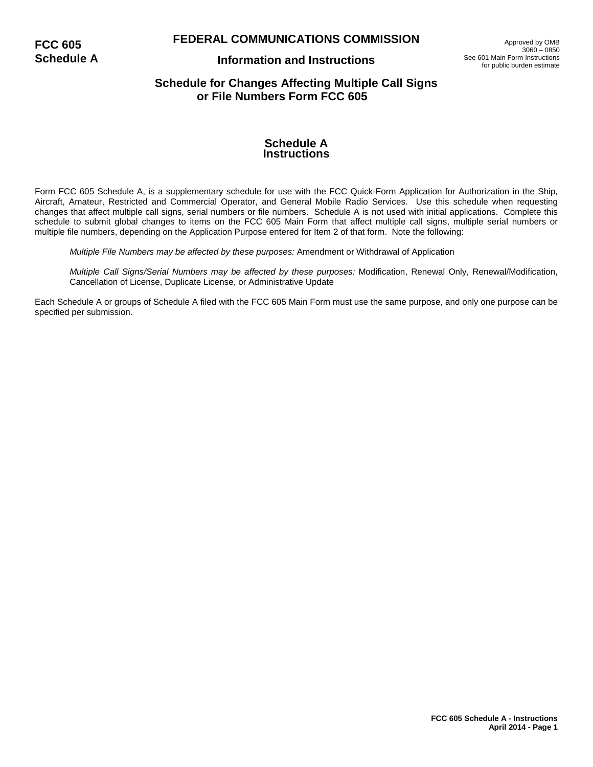**FCC 605 Schedule A**

# FEDERAL COMMUNICATIONS COMMISSION

## Information and Instructions

Approved by OMB
3060 – 0850
See 601 Main Form Instructions
for public burden estimate

## Schedule for Changes Affecting Multiple Call Signs or File Numbers Form FCC 605

## Schedule A Instructions

Form FCC 605 Schedule A, is a supplementary schedule for use with the FCC Quick-Form Application for Authorization in the Ship, Aircraft, Amateur, Restricted and Commercial Operator, and General Mobile Radio Services. Use this schedule when requesting changes that affect multiple call signs, serial numbers or file numbers. Schedule A is not used with initial applications. Complete this schedule to submit global changes to items on the FCC 605 Main Form that affect multiple call signs, multiple serial numbers or multiple file numbers, depending on the Application Purpose entered for Item 2 of that form. Note the following:

*Multiple File Numbers may be affected by these purposes:* Amendment or Withdrawal of Application

*Multiple Call Signs/Serial Numbers may be affected by these purposes:* Modification, Renewal Only, Renewal/Modification, Cancellation of License, Duplicate License, or Administrative Update

Each Schedule A or groups of Schedule A filed with the FCC 605 Main Form must use the same purpose, and only one purpose can be specified per submission.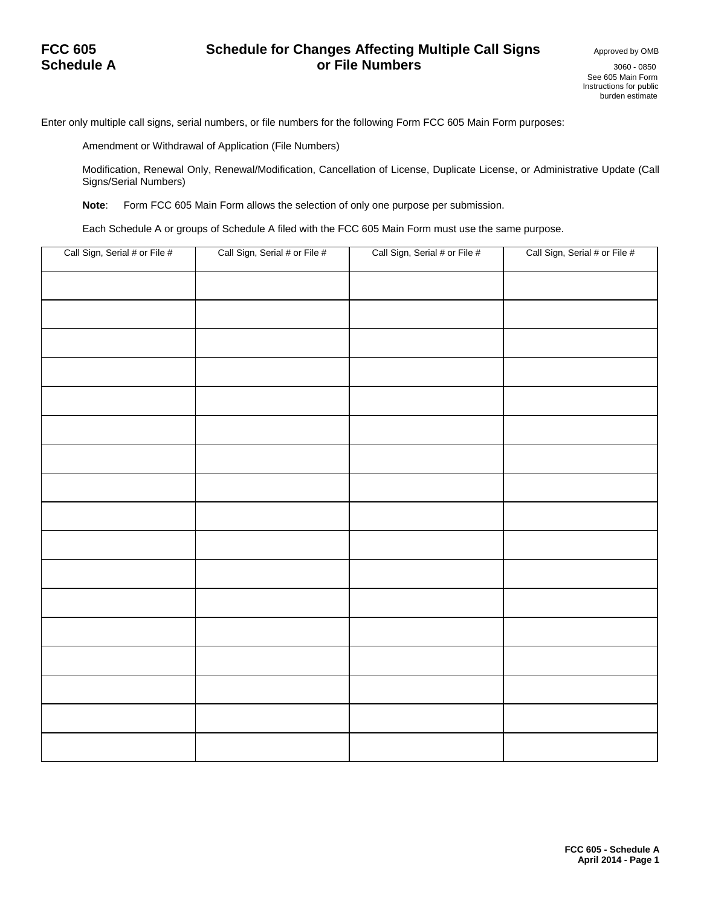# FCC 605 Schedule A

## Schedule for Changes Affecting Multiple Call Signs or File Numbers

Approved by OMB
3060 - 0850
See 605 Main Form Instructions for public burden estimate

Enter only multiple call signs, serial numbers, or file numbers for the following Form FCC 605 Main Form purposes:

Amendment or Withdrawal of Application (File Numbers)

Modification, Renewal Only, Renewal/Modification, Cancellation of License, Duplicate License, or Administrative Update (Call Signs/Serial Numbers)

**Note**: Form FCC 605 Main Form allows the selection of only one purpose per submission.

Each Schedule A or groups of Schedule A filed with the FCC 605 Main Form must use the same purpose.

| Call Sign, Serial # or File # | Call Sign, Serial # or File # | Call Sign, Serial # or File # | Call Sign, Serial # or File # |
|---|---|---|---|
| | | | |
| | | | |
| | | | |
| | | | |
| | | | |
| | | | |
| | | | |
| | | | |
| | | | |
| | | | |
| | | | |
| | | | |
| | | | |
| | | | |
| | | | |
| | | | |
| | | | |

FCC 605 - Schedule A
April 2014 - Page 1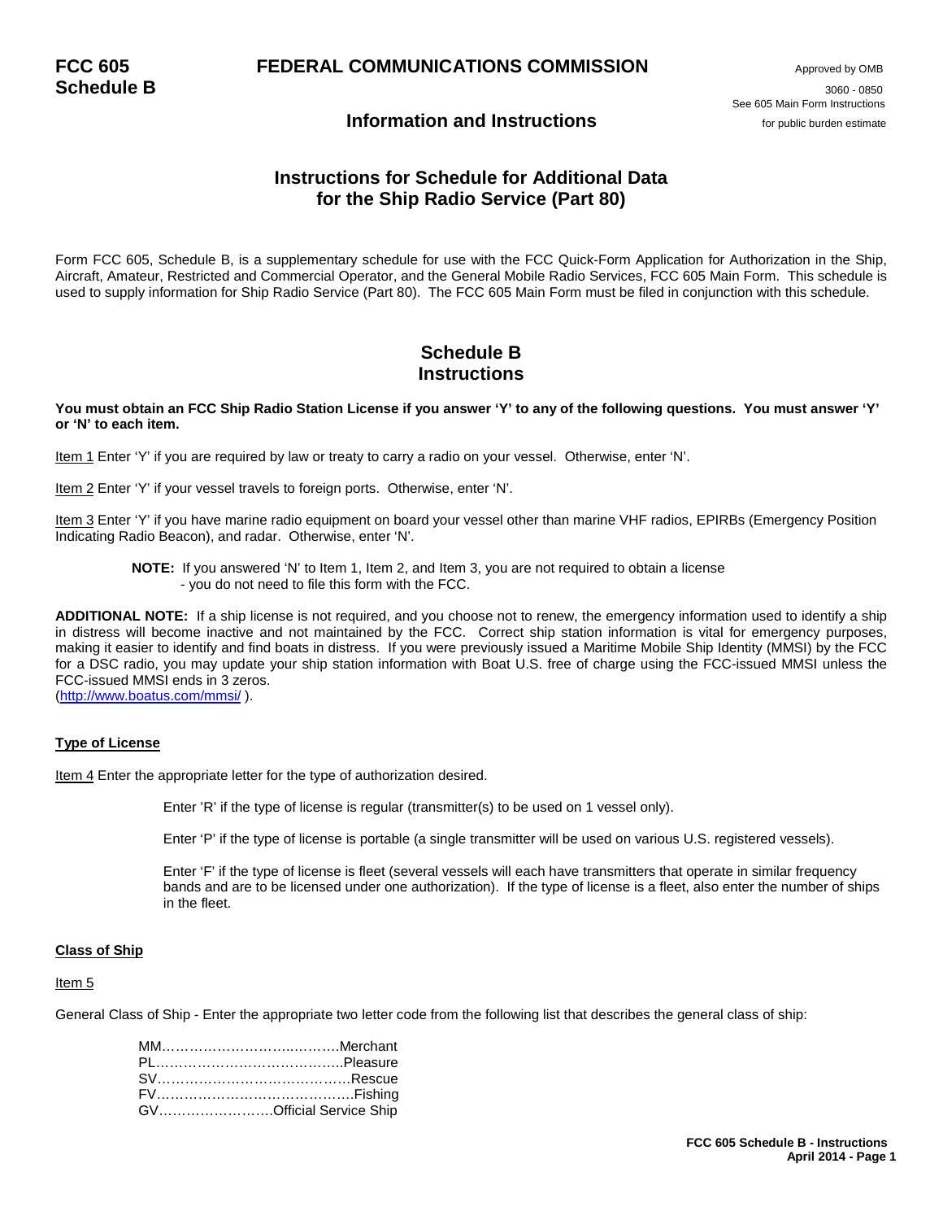# FCC 605 Schedule B

## FEDERAL COMMUNICATIONS COMMISSION

Approved by OMB 3060 - 0850
See 605 Main Form Instructions for public burden estimate

## Information and Instructions

## Instructions for Schedule for Additional Data for the Ship Radio Service (Part 80)

Form FCC 605, Schedule B, is a supplementary schedule for use with the FCC Quick-Form Application for Authorization in the Ship, Aircraft, Amateur, Restricted and Commercial Operator, and the General Mobile Radio Services, FCC 605 Main Form. This schedule is used to supply information for Ship Radio Service (Part 80). The FCC 605 Main Form must be filed in conjunction with this schedule.

## Schedule B Instructions

**You must obtain an FCC Ship Radio Station License if you answer 'Y' to any of the following questions. You must answer 'Y' or 'N' to each item.**

Item 1 Enter 'Y' if you are required by law or treaty to carry a radio on your vessel. Otherwise, enter 'N'.

Item 2 Enter 'Y' if your vessel travels to foreign ports. Otherwise, enter 'N'.

Item 3 Enter 'Y' if you have marine radio equipment on board your vessel other than marine VHF radios, EPIRBs (Emergency Position Indicating Radio Beacon), and radar. Otherwise, enter 'N'.

> **NOTE:** If you answered 'N' to Item 1, Item 2, and Item 3, you are not required to obtain a license - you do not need to file this form with the FCC.

**ADDITIONAL NOTE:** If a ship license is not required, and you choose not to renew, the emergency information used to identify a ship in distress will become inactive and not maintained by the FCC. Correct ship station information is vital for emergency purposes, making it easier to identify and find boats in distress. If you were previously issued a Maritime Mobile Ship Identity (MMSI) by the FCC for a DSC radio, you may update your ship station information with Boat U.S. free of charge using the FCC-issued MMSI unless the FCC-issued MMSI ends in 3 zeros. (http://www.boatus.com/mmsi/ ).

**Type of License**

Item 4 Enter the appropriate letter for the type of authorization desired.

> Enter 'R' if the type of license is regular (transmitter(s) to be used on 1 vessel only).
>
> Enter 'P' if the type of license is portable (a single transmitter will be used on various U.S. registered vessels).
>
> Enter 'F' if the type of license is fleet (several vessels will each have transmitters that operate in similar frequency bands and are to be licensed under one authorization). If the type of license is a fleet, also enter the number of ships in the fleet.

**Class of Ship**

Item 5

General Class of Ship - Enter the appropriate two letter code from the following list that describes the general class of ship:

- MM……………………..……….Merchant
- PL…………………………………..Pleasure
- SV……………………………………Rescue
- FV……………………………………Fishing
- GV…………………….Official Service Ship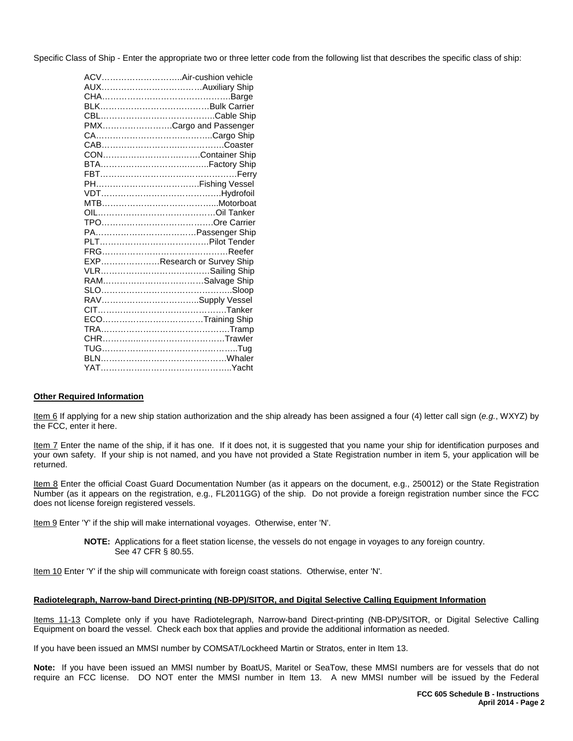Specific Class of Ship - Enter the appropriate two or three letter code from the following list that describes the specific class of ship:

ACV…………………………Air-cushion vehicle
AUX………………………………Auxiliary Ship
CHA……………………………………….Barge
BLK…………………………………Bulk Carrier
CBL………………………………….Cable Ship
PMX……………………Cargo and Passenger
CA…………………………………..Cargo Ship
CAB……………………………………Coaster
CON……………………………Container Ship
BTA……………………………….Factory Ship
FBT…………………………………………Ferry
PH……………………………….Fishing Vessel
VDT……………………………………Hydrofoil
MTB…………………………………..Motorboat
OIL……………………………………Oil Tanker
TPO…………………………………Ore Carrier
PA……………………………Passenger Ship
PLT…………………………………Pilot Tender
FRG……………………………………….Reefer
EXP…………………Research or Survey Ship
VLR…………………………………Sailing Ship
RAM…………………………….Salvage Ship
SLO………………………………………..Sloop
RAV…………………………….Supply Vessel
CIT……………………………………….Tanker
ECO…………………………….Training Ship
TRA………………………………………Tramp
CHR……………………………………Trawler
TUG…………………………………………..Tug
BLN……………………………………..Whaler
YAT……………………………………….Yacht

**Other Required Information**

Item 6 If applying for a new ship station authorization and the ship already has been assigned a four (4) letter call sign (*e.g.*, WXYZ) by the FCC, enter it here.

Item 7 Enter the name of the ship, if it has one. If it does not, it is suggested that you name your ship for identification purposes and your own safety. If your ship is not named, and you have not provided a State Registration number in item 5, your application will be returned.

Item 8 Enter the official Coast Guard Documentation Number (as it appears on the document, e.g., 250012) or the State Registration Number (as it appears on the registration, e.g., FL2011GG) of the ship. Do not provide a foreign registration number since the FCC does not license foreign registered vessels.

Item 9 Enter 'Y' if the ship will make international voyages. Otherwise, enter 'N'.

> **NOTE:** Applications for a fleet station license, the vessels do not engage in voyages to any foreign country. See 47 CFR § 80.55.

Item 10 Enter 'Y' if the ship will communicate with foreign coast stations. Otherwise, enter 'N'.

**Radiotelegraph, Narrow-band Direct-printing (NB-DP)/SITOR, and Digital Selective Calling Equipment Information**

Items 11-13 Complete only if you have Radiotelegraph, Narrow-band Direct-printing (NB-DP)/SITOR, or Digital Selective Calling Equipment on board the vessel. Check each box that applies and provide the additional information as needed.

If you have been issued an MMSI number by COMSAT/Lockheed Martin or Stratos, enter in Item 13.

**Note:** If you have been issued an MMSI number by BoatUS, Maritel or SeaTow, these MMSI numbers are for vessels that do not require an FCC license. DO NOT enter the MMSI number in Item 13. A new MMSI number will be issued by the Federal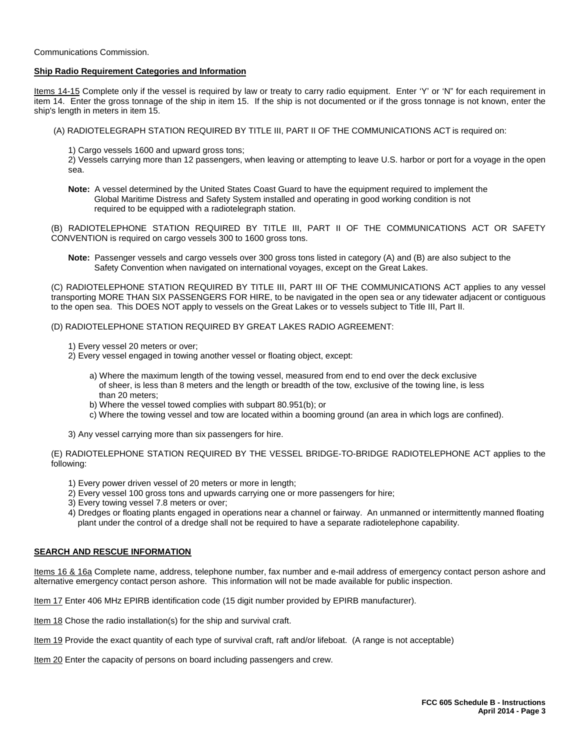Communications Commission.

**Ship Radio Requirement Categories and Information**

Items 14-15 Complete only if the vessel is required by law or treaty to carry radio equipment. Enter 'Y' or 'N" for each requirement in item 14. Enter the gross tonnage of the ship in item 15. If the ship is not documented or if the gross tonnage is not known, enter the ship's length in meters in item 15.

(A) RADIOTELEGRAPH STATION REQUIRED BY TITLE III, PART II OF THE COMMUNICATIONS ACT is required on:

1) Cargo vessels 1600 and upward gross tons;
2) Vessels carrying more than 12 passengers, when leaving or attempting to leave U.S. harbor or port for a voyage in the open sea.

**Note:** A vessel determined by the United States Coast Guard to have the equipment required to implement the Global Maritime Distress and Safety System installed and operating in good working condition is not required to be equipped with a radiotelegraph station.

(B) RADIOTELEPHONE STATION REQUIRED BY TITLE III, PART II OF THE COMMUNICATIONS ACT OR SAFETY CONVENTION is required on cargo vessels 300 to 1600 gross tons.

**Note:** Passenger vessels and cargo vessels over 300 gross tons listed in category (A) and (B) are also subject to the Safety Convention when navigated on international voyages, except on the Great Lakes.

(C) RADIOTELEPHONE STATION REQUIRED BY TITLE III, PART III OF THE COMMUNICATIONS ACT applies to any vessel transporting MORE THAN SIX PASSENGERS FOR HIRE, to be navigated in the open sea or any tidewater adjacent or contiguous to the open sea. This DOES NOT apply to vessels on the Great Lakes or to vessels subject to Title III, Part II.

(D) RADIOTELEPHONE STATION REQUIRED BY GREAT LAKES RADIO AGREEMENT:

1) Every vessel 20 meters or over;
2) Every vessel engaged in towing another vessel or floating object, except:
   a) Where the maximum length of the towing vessel, measured from end to end over the deck exclusive of sheer, is less than 8 meters and the length or breadth of the tow, exclusive of the towing line, is less than 20 meters;
   b) Where the vessel towed complies with subpart 80.951(b); or
   c) Where the towing vessel and tow are located within a booming ground (an area in which logs are confined).
3) Any vessel carrying more than six passengers for hire.

(E) RADIOTELEPHONE STATION REQUIRED BY THE VESSEL BRIDGE-TO-BRIDGE RADIOTELEPHONE ACT applies to the following:

1) Every power driven vessel of 20 meters or more in length;
2) Every vessel 100 gross tons and upwards carrying one or more passengers for hire;
3) Every towing vessel 7.8 meters or over;
4) Dredges or floating plants engaged in operations near a channel or fairway. An unmanned or intermittently manned floating plant under the control of a dredge shall not be required to have a separate radiotelephone capability.

**SEARCH AND RESCUE INFORMATION**

Items 16 & 16a Complete name, address, telephone number, fax number and e-mail address of emergency contact person ashore and alternative emergency contact person ashore. This information will not be made available for public inspection.

Item 17 Enter 406 MHz EPIRB identification code (15 digit number provided by EPIRB manufacturer).

Item 18 Chose the radio installation(s) for the ship and survival craft.

Item 19 Provide the exact quantity of each type of survival craft, raft and/or lifeboat. (A range is not acceptable)

Item 20 Enter the capacity of persons on board including passengers and crew.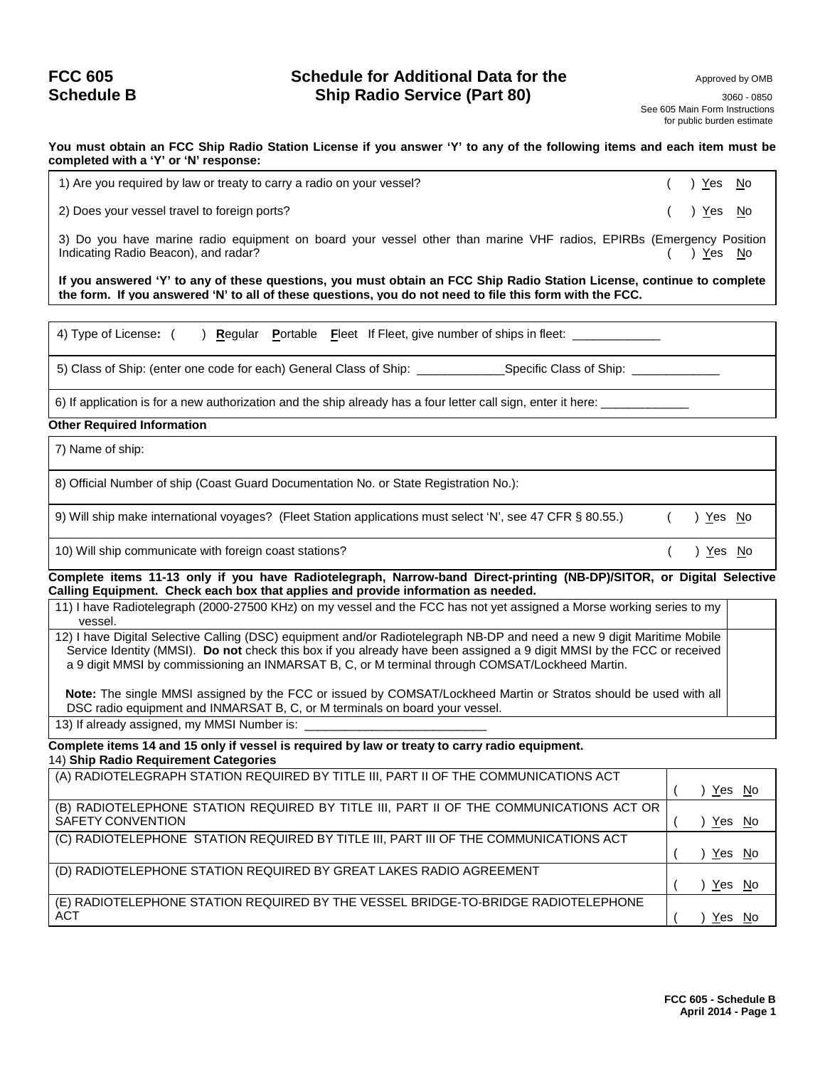# FCC 605 Schedule B

## Schedule for Additional Data for the Ship Radio Service (Part 80)

Approved by OMB

3060 - 0850

See 605 Main Form Instructions for public burden estimate

**You must obtain an FCC Ship Radio Station License if you answer 'Y' to any of the following items and each item must be completed with a 'Y' or 'N' response:**

1) Are you required by law or treaty to carry a radio on your vessel? ( ) Yes No

2) Does your vessel travel to foreign ports? ( ) Yes No

3) Do you have marine radio equipment on board your vessel other than marine VHF radios, EPIRBs (Emergency Position Indicating Radio Beacon), and radar? ( ) Yes No

**If you answered 'Y' to any of these questions, you must obtain an FCC Ship Radio Station License, continue to complete the form. If you answered 'N' to all of these questions, you do not need to file this form with the FCC.**

4) Type of License**:** ( ) **R**egular **P**ortable **F**leet If Fleet, give number of ships in fleet: _____________

5) Class of Ship: (enter one code for each) General Class of Ship: _____________ Specific Class of Ship: _____________

6) If application is for a new authorization and the ship already has a four letter call sign, enter it here: _____________

**Other Required Information**

7) Name of ship:

8) Official Number of ship (Coast Guard Documentation No. or State Registration No.):

9) Will ship make international voyages? (Fleet Station applications must select 'N', see 47 CFR § 80.55.) ( ) Yes No

10) Will ship communicate with foreign coast stations? ( ) Yes No

**Complete items 11-13 only if you have Radiotelegraph, Narrow-band Direct-printing (NB-DP)/SITOR, or Digital Selective Calling Equipment. Check each box that applies and provide information as needed.**

| | |
|---|---|
| 11) I have Radiotelegraph (2000-27500 KHz) on my vessel and the FCC has not yet assigned a Morse working series to my vessel. | |
| 12) I have Digital Selective Calling (DSC) equipment and/or Radiotelegraph NB-DP and need a new 9 digit Maritime Mobile Service Identity (MMSI). **Do not** check this box if you already have been assigned a 9 digit MMSI by the FCC or received a 9 digit MMSI by commissioning an INMARSAT B, C, or M terminal through COMSAT/Lockheed Martin.<br><br>**Note:** The single MMSI assigned by the FCC or issued by COMSAT/Lockheed Martin or Stratos should be used with all DSC radio equipment and INMARSAT B, C, or M terminals on board your vessel. | |
| 13) If already assigned, my MMSI Number is: ___________________________ | |

**Complete items 14 and 15 only if vessel is required by law or treaty to carry radio equipment.**

14) **Ship Radio Requirement Categories**

| | |
|---|---|
| (A) RADIOTELEGRAPH STATION REQUIRED BY TITLE III, PART II OF THE COMMUNICATIONS ACT | ( ) Yes No |
| (B) RADIOTELEPHONE STATION REQUIRED BY TITLE III, PART II OF THE COMMUNICATIONS ACT OR SAFETY CONVENTION | ( ) Yes No |
| (C) RADIOTELEPHONE STATION REQUIRED BY TITLE III, PART III OF THE COMMUNICATIONS ACT | ( ) Yes No |
| (D) RADIOTELEPHONE STATION REQUIRED BY GREAT LAKES RADIO AGREEMENT | ( ) Yes No |
| (E) RADIOTELEPHONE STATION REQUIRED BY THE VESSEL BRIDGE-TO-BRIDGE RADIOTELEPHONE ACT | ( ) Yes No |

FCC 605 - Schedule B
April 2014 - Page 1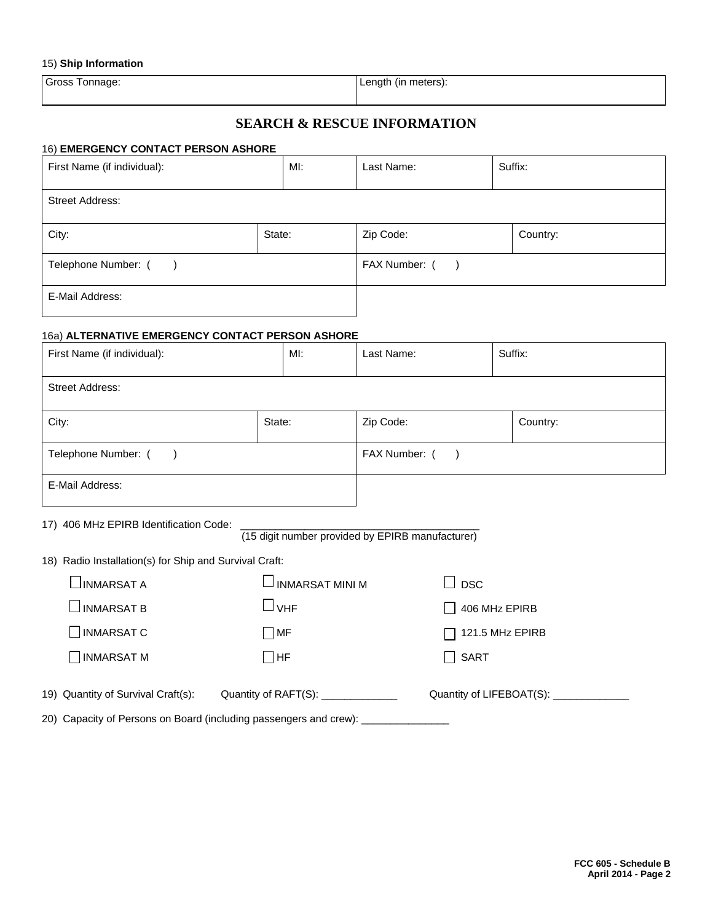15) **Ship Information**

| Gross Tonnage: | Length (in meters): |
|---|---|

## SEARCH & RESCUE INFORMATION

16) **EMERGENCY CONTACT PERSON ASHORE**

| First Name (if individual): | MI: | Last Name: | Suffix: |
|---|---|---|---|
| Street Address: | | | |
| City: | State: | Zip Code: | Country: |
| Telephone Number: ( ) | | FAX Number: ( ) | |
| E-Mail Address: | | | |

16a) **ALTERNATIVE EMERGENCY CONTACT PERSON ASHORE**

| First Name (if individual): | MI: | Last Name: | Suffix: |
|---|---|---|---|
| Street Address: | | | |
| City: | State: | Zip Code: | Country: |
| Telephone Number: ( ) | | FAX Number: ( ) | |
| E-Mail Address: | | | |

17) 406 MHz EPIRB Identification Code: ________________________________________
(15 digit number provided by EPIRB manufacturer)

18) Radio Installation(s) for Ship and Survival Craft:

| | | |
|---|---|---|
| ☐ INMARSAT A | ☐ INMARSAT MINI M | ☐ DSC |
| ☐ INMARSAT B | ☐ VHF | ☐ 406 MHz EPIRB |
| ☐ INMARSAT C | ☐ MF | ☐ 121.5 MHz EPIRB |
| ☐ INMARSAT M | ☐ HF | ☐ SART |

19) Quantity of Survival Craft(s): Quantity of RAFT(S): _____________ Quantity of LIFEBOAT(S): _____________

20) Capacity of Persons on Board (including passengers and crew): _______________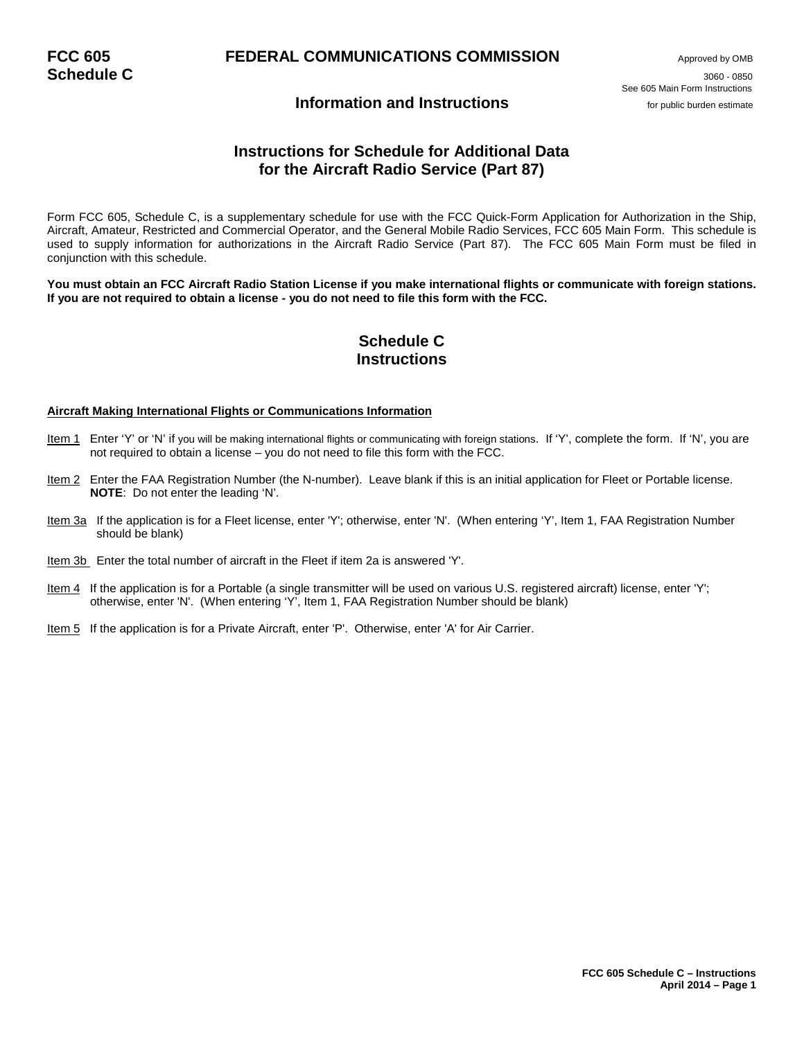**FCC 605 Schedule C**

# FEDERAL COMMUNICATIONS COMMISSION

Approved by OMB 3060 - 0850
See 605 Main Form Instructions for public burden estimate

## Information and Instructions

## Instructions for Schedule for Additional Data for the Aircraft Radio Service (Part 87)

Form FCC 605, Schedule C, is a supplementary schedule for use with the FCC Quick-Form Application for Authorization in the Ship, Aircraft, Amateur, Restricted and Commercial Operator, and the General Mobile Radio Services, FCC 605 Main Form. This schedule is used to supply information for authorizations in the Aircraft Radio Service (Part 87). The FCC 605 Main Form must be filed in conjunction with this schedule.

**You must obtain an FCC Aircraft Radio Station License if you make international flights or communicate with foreign stations. If you are not required to obtain a license - you do not need to file this form with the FCC.**

## Schedule C Instructions

### Aircraft Making International Flights or Communications Information

Item 1 Enter 'Y' or 'N' if you will be making international flights or communicating with foreign stations. If 'Y', complete the form. If 'N', you are not required to obtain a license – you do not need to file this form with the FCC.

Item 2 Enter the FAA Registration Number (the N-number). Leave blank if this is an initial application for Fleet or Portable license. **NOTE**: Do not enter the leading 'N'.

Item 3a If the application is for a Fleet license, enter 'Y'; otherwise, enter 'N'. (When entering 'Y', Item 1, FAA Registration Number should be blank)

Item 3b Enter the total number of aircraft in the Fleet if item 2a is answered 'Y'.

Item 4 If the application is for a Portable (a single transmitter will be used on various U.S. registered aircraft) license, enter 'Y'; otherwise, enter 'N'. (When entering 'Y', Item 1, FAA Registration Number should be blank)

Item 5 If the application is for a Private Aircraft, enter 'P'. Otherwise, enter 'A' for Air Carrier.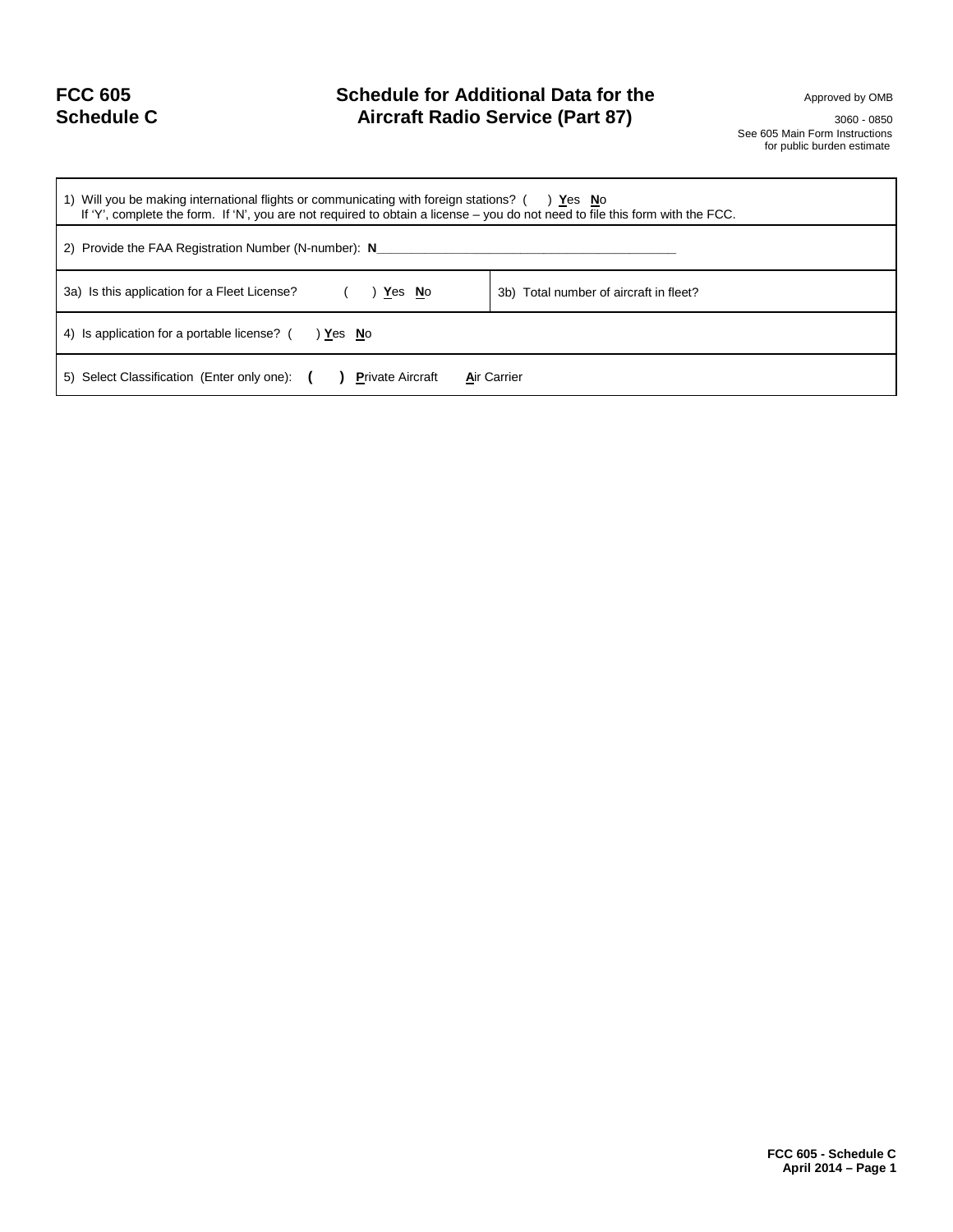**FCC 605**
**Schedule C**

# Schedule for Additional Data for the Aircraft Radio Service (Part 87)

Approved by OMB

3060 - 0850

See 605 Main Form Instructions for public burden estimate

| | |
|---|---|
| 1) Will you be making international flights or communicating with foreign stations? (     ) **Y**es **N**o<br>If 'Y', complete the form. If 'N', you are not required to obtain a license – you do not need to file this form with the FCC. | |
| 2) Provide the FAA Registration Number (N-number): **N**________________________________________ | |
| 3a) Is this application for a Fleet License? (     ) **Y**es **N**o | 3b) Total number of aircraft in fleet? |
| 4) Is application for a portable license? (     ) **Y**es **N**o | |
| 5) Select Classification (Enter only one): **(     )** **P**rivate Aircraft **A**ir Carrier | |

**FCC 605 - Schedule C**
**April 2014 – Page 1**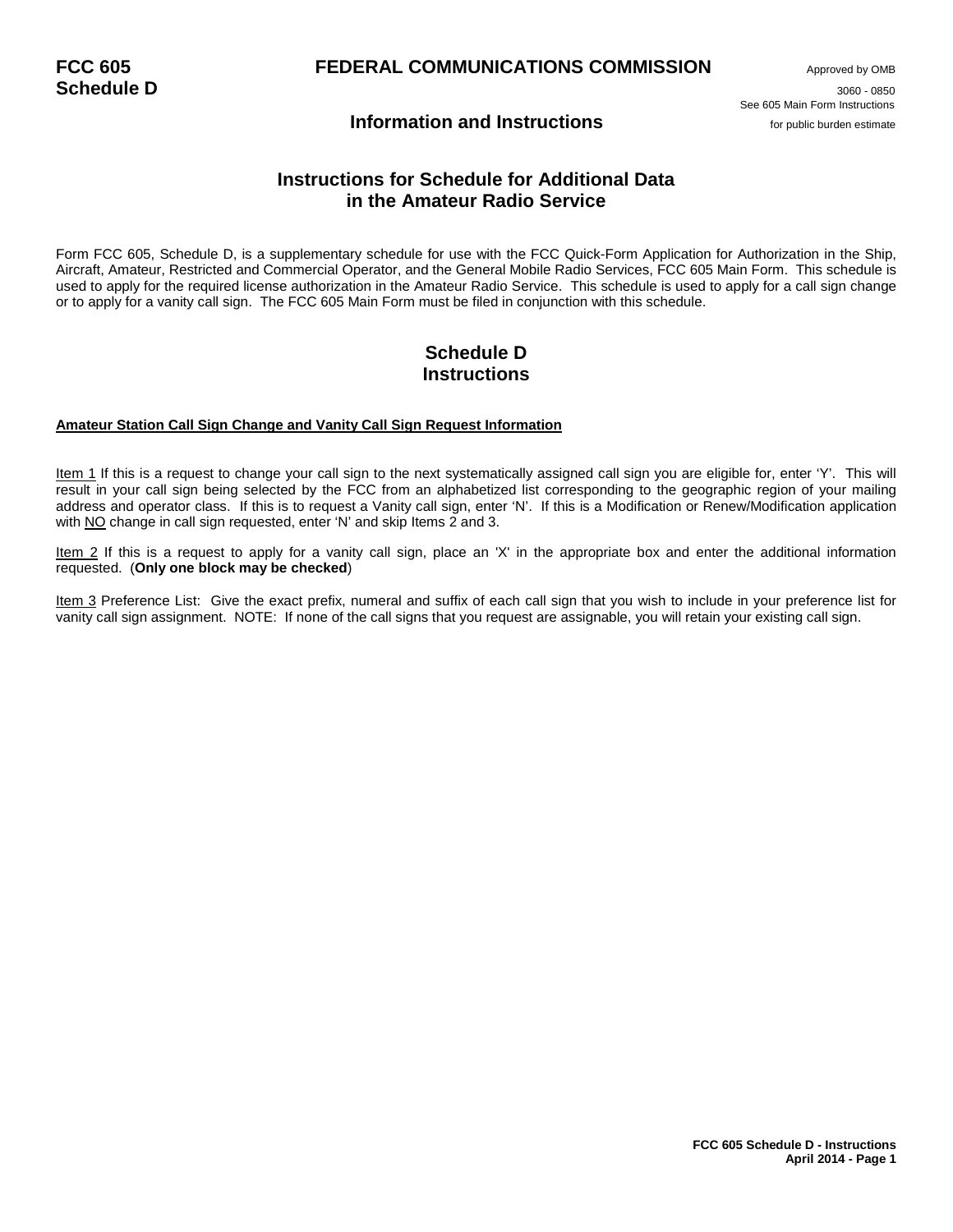**FCC 605**
**Schedule D**

# FEDERAL COMMUNICATIONS COMMISSION

Approved by OMB
3060 - 0850
See 605 Main Form Instructions
for public burden estimate

## Information and Instructions

## Instructions for Schedule for Additional Data in the Amateur Radio Service

Form FCC 605, Schedule D, is a supplementary schedule for use with the FCC Quick-Form Application for Authorization in the Ship, Aircraft, Amateur, Restricted and Commercial Operator, and the General Mobile Radio Services, FCC 605 Main Form. This schedule is used to apply for the required license authorization in the Amateur Radio Service. This schedule is used to apply for a call sign change or to apply for a vanity call sign. The FCC 605 Main Form must be filed in conjunction with this schedule.

## Schedule D Instructions

**Amateur Station Call Sign Change and Vanity Call Sign Request Information**

Item 1 If this is a request to change your call sign to the next systematically assigned call sign you are eligible for, enter 'Y'. This will result in your call sign being selected by the FCC from an alphabetized list corresponding to the geographic region of your mailing address and operator class. If this is to request a Vanity call sign, enter 'N'. If this is a Modification or Renew/Modification application with NO change in call sign requested, enter 'N' and skip Items 2 and 3.

Item 2 If this is a request to apply for a vanity call sign, place an 'X' in the appropriate box and enter the additional information requested. (**Only one block may be checked**)

Item 3 Preference List: Give the exact prefix, numeral and suffix of each call sign that you wish to include in your preference list for vanity call sign assignment. NOTE: If none of the call signs that you request are assignable, you will retain your existing call sign.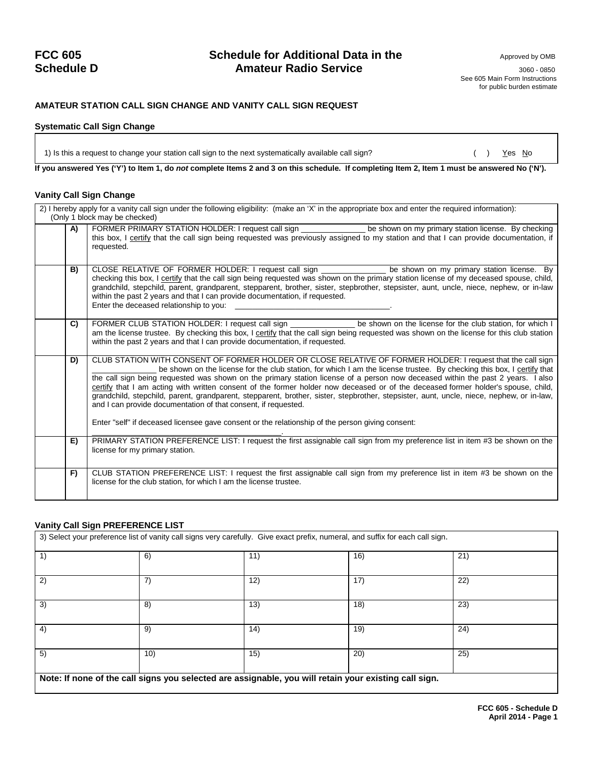**FCC 605**
**Schedule D**

# Schedule for Additional Data in the Amateur Radio Service

Approved by OMB
3060 - 0850
See 605 Main Form Instructions for public burden estimate

## AMATEUR STATION CALL SIGN CHANGE AND VANITY CALL SIGN REQUEST

### Systematic Call Sign Change

1) Is this a request to change your station call sign to the next systematically available call sign? ( ) Yes No

**If you answered Yes ('Y') to Item 1, do *not* complete Items 2 and 3 on this schedule. If completing Item 2, Item 1 must be answered No ('N').**

### Vanity Call Sign Change

2) I hereby apply for a vanity call sign under the following eligibility: (make an 'X' in the appropriate box and enter the required information): (Only 1 block may be checked)

| | | |
|---|---|---|
| | **A)** | FORMER PRIMARY STATION HOLDER: I request call sign ______________ be shown on my primary station license. By checking this box, I certify that the call sign being requested was previously assigned to my station and that I can provide documentation, if requested. |
| | **B)** | CLOSE RELATIVE OF FORMER HOLDER: I request call sign ______________ be shown on my primary station license. By checking this box, I certify that the call sign being requested was shown on the primary station license of my deceased spouse, child, grandchild, stepchild, parent, grandparent, stepparent, brother, sister, stepbrother, stepsister, aunt, uncle, niece, nephew, or in-law within the past 2 years and that I can provide documentation, if requested. Enter the deceased relationship to you: ____________________________________. |
| | **C)** | FORMER CLUB STATION HOLDER: I request call sign ______________ be shown on the license for the club station, for which I am the license trustee. By checking this box, I certify that the call sign being requested was shown on the license for this club station within the past 2 years and that I can provide documentation, if requested. |
| | **D)** | CLUB STATION WITH CONSENT OF FORMER HOLDER OR CLOSE RELATIVE OF FORMER HOLDER: I request that the call sign ______________ be shown on the license for the club station, for which I am the license trustee. By checking this box, I certify that the call sign being requested was shown on the primary station license of a person now deceased within the past 2 years. I also certify that I am acting with written consent of the former holder now deceased or of the deceased former holder's spouse, child, grandchild, stepchild, parent, grandparent, stepparent, brother, sister, stepbrother, stepsister, aunt, uncle, niece, nephew, or in-law, and I can provide documentation of that consent, if requested. Enter "self" if deceased licensee gave consent or the relationship of the person giving consent: ____________________________________________. |
| | **E)** | PRIMARY STATION PREFERENCE LIST: I request the first assignable call sign from my preference list in item #3 be shown on the license for my primary station. |
| | **F)** | CLUB STATION PREFERENCE LIST: I request the first assignable call sign from my preference list in item #3 be shown on the license for the club station, for which I am the license trustee. |

### Vanity Call Sign PREFERENCE LIST

3) Select your preference list of vanity call signs very carefully. Give exact prefix, numeral, and suffix for each call sign.

| | | | | |
|---|---|---|---|---|
| 1) | 6) | 11) | 16) | 21) |
| 2) | 7) | 12) | 17) | 22) |
| 3) | 8) | 13) | 18) | 23) |
| 4) | 9) | 14) | 19) | 24) |
| 5) | 10) | 15) | 20) | 25) |

**Note: If none of the call signs you selected are assignable, you will retain your existing call sign.**

**FCC 605 - Schedule D**
**April 2014 - Page 1**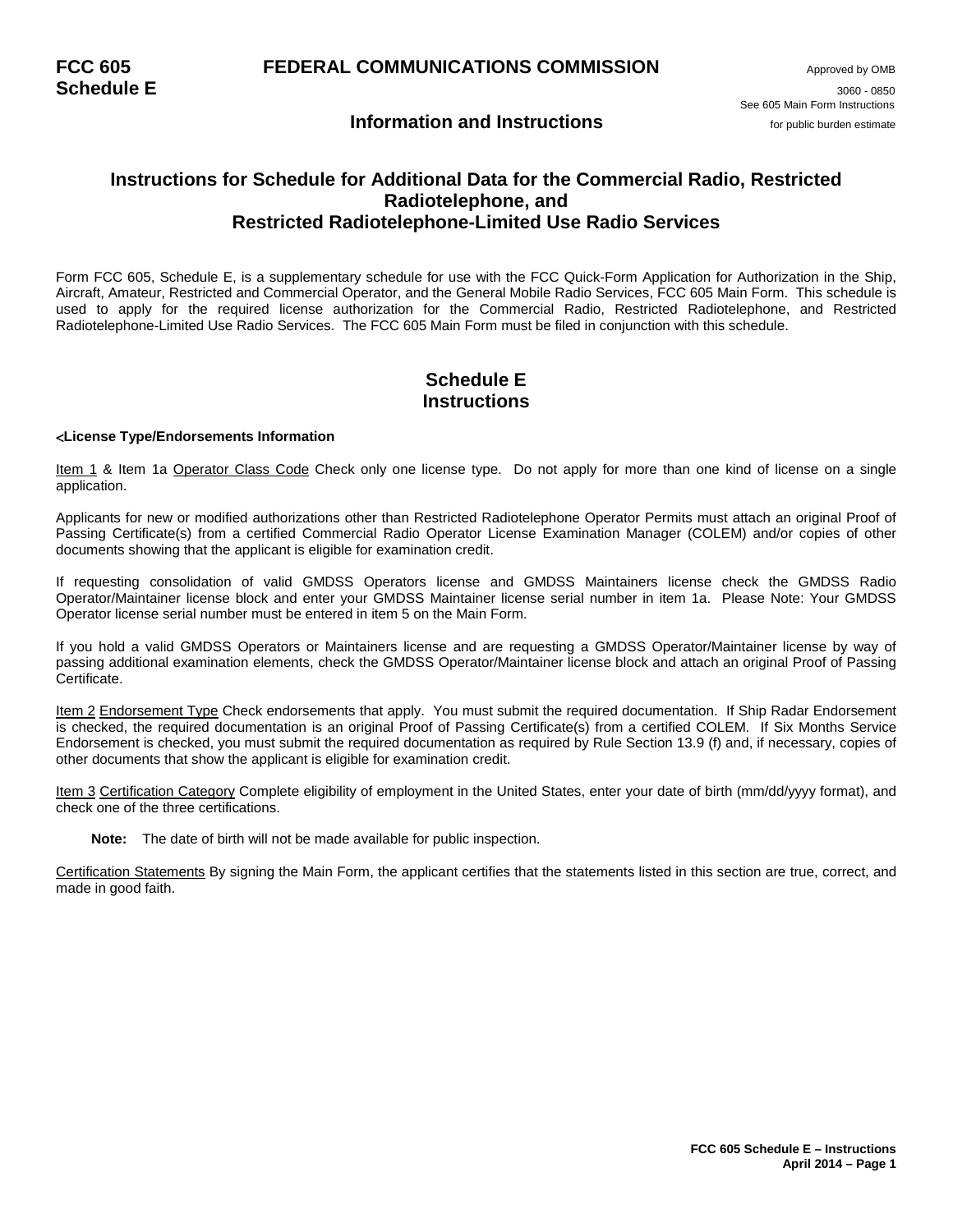# FCC 605 Schedule E — FEDERAL COMMUNICATIONS COMMISSION

Approved by OMB
3060 - 0850
See 605 Main Form Instructions for public burden estimate

## Information and Instructions

## Instructions for Schedule for Additional Data for the Commercial Radio, Restricted Radiotelephone, and Restricted Radiotelephone-Limited Use Radio Services

Form FCC 605, Schedule E, is a supplementary schedule for use with the FCC Quick-Form Application for Authorization in the Ship, Aircraft, Amateur, Restricted and Commercial Operator, and the General Mobile Radio Services, FCC 605 Main Form. This schedule is used to apply for the required license authorization for the Commercial Radio, Restricted Radiotelephone, and Restricted Radiotelephone-Limited Use Radio Services. The FCC 605 Main Form must be filed in conjunction with this schedule.

## Schedule E Instructions

**<License Type/Endorsements Information**

Item 1 & Item 1a Operator Class Code Check only one license type. Do not apply for more than one kind of license on a single application.

Applicants for new or modified authorizations other than Restricted Radiotelephone Operator Permits must attach an original Proof of Passing Certificate(s) from a certified Commercial Radio Operator License Examination Manager (COLEM) and/or copies of other documents showing that the applicant is eligible for examination credit.

If requesting consolidation of valid GMDSS Operators license and GMDSS Maintainers license check the GMDSS Radio Operator/Maintainer license block and enter your GMDSS Maintainer license serial number in item 1a. Please Note: Your GMDSS Operator license serial number must be entered in item 5 on the Main Form.

If you hold a valid GMDSS Operators or Maintainers license and are requesting a GMDSS Operator/Maintainer license by way of passing additional examination elements, check the GMDSS Operator/Maintainer license block and attach an original Proof of Passing Certificate.

Item 2 Endorsement Type Check endorsements that apply. You must submit the required documentation. If Ship Radar Endorsement is checked, the required documentation is an original Proof of Passing Certificate(s) from a certified COLEM. If Six Months Service Endorsement is checked, you must submit the required documentation as required by Rule Section 13.9 (f) and, if necessary, copies of other documents that show the applicant is eligible for examination credit.

Item 3 Certification Category Complete eligibility of employment in the United States, enter your date of birth (mm/dd/yyyy format), and check one of the three certifications.

> **Note:** The date of birth will not be made available for public inspection.

Certification Statements By signing the Main Form, the applicant certifies that the statements listed in this section are true, correct, and made in good faith.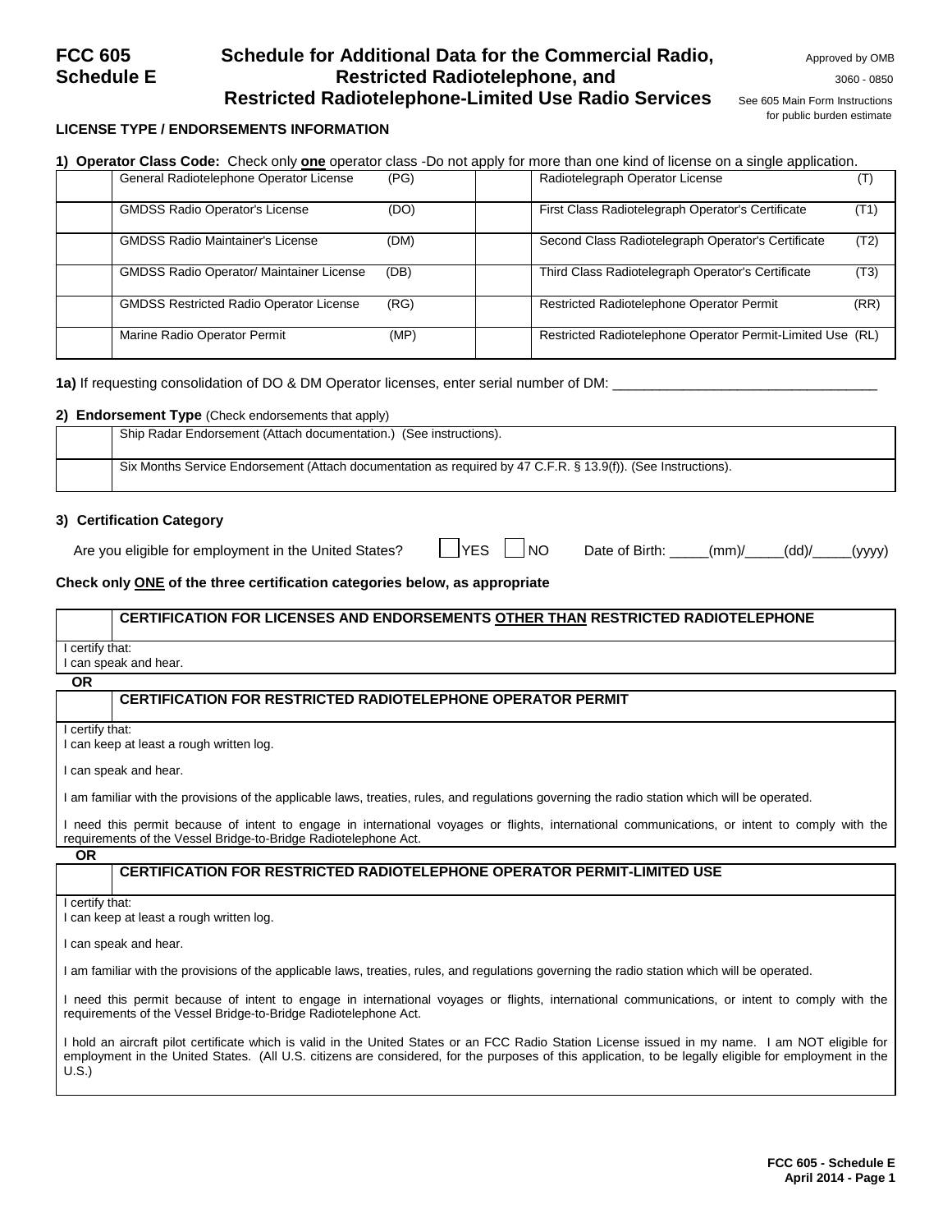# FCC 605 Schedule E

## Schedule for Additional Data for the Commercial Radio, Restricted Radiotelephone, and Restricted Radiotelephone-Limited Use Radio Services

Approved by OMB 3060 - 0850

See 605 Main Form Instructions for public burden estimate

**LICENSE TYPE / ENDORSEMENTS INFORMATION**

**1) Operator Class Code:** Check only **one** operator class -Do not apply for more than one kind of license on a single application.

| | | | | | |
|---|---|---|---|---|---|
| | General Radiotelephone Operator License | (PG) | | Radiotelegraph Operator License | (T) |
| | GMDSS Radio Operator's License | (DO) | | First Class Radiotelegraph Operator's Certificate | (T1) |
| | GMDSS Radio Maintainer's License | (DM) | | Second Class Radiotelegraph Operator's Certificate | (T2) |
| | GMDSS Radio Operator/ Maintainer License | (DB) | | Third Class Radiotelegraph Operator's Certificate | (T3) |
| | GMDSS Restricted Radio Operator License | (RG) | | Restricted Radiotelephone Operator Permit | (RR) |
| | Marine Radio Operator Permit | (MP) | | Restricted Radiotelephone Operator Permit-Limited Use | (RL) |

**1a)** If requesting consolidation of DO & DM Operator licenses, enter serial number of DM: ___________________________________

**2) Endorsement Type** (Check endorsements that apply)

| | |
|---|---|
| | Ship Radar Endorsement (Attach documentation.) (See instructions). |
| | Six Months Service Endorsement (Attach documentation as required by 47 C.F.R. § 13.9(f)). (See Instructions). |

**3) Certification Category**

Are you eligible for employment in the United States? ☐ YES ☐ NO  Date of Birth: _____(mm)/_____(dd)/_____(yyyy)

**Check only ONE of the three certification categories below, as appropriate**

| | **CERTIFICATION FOR LICENSES AND ENDORSEMENTS OTHER THAN RESTRICTED RADIOTELEPHONE** |
|---|---|

I certify that:
I can speak and hear.

**OR**

| | **CERTIFICATION FOR RESTRICTED RADIOTELEPHONE OPERATOR PERMIT** |
|---|---|

I certify that:
I can keep at least a rough written log.

I can speak and hear.

I am familiar with the provisions of the applicable laws, treaties, rules, and regulations governing the radio station which will be operated.

I need this permit because of intent to engage in international voyages or flights, international communications, or intent to comply with the requirements of the Vessel Bridge-to-Bridge Radiotelephone Act.

**OR**

| | **CERTIFICATION FOR RESTRICTED RADIOTELEPHONE OPERATOR PERMIT-LIMITED USE** |
|---|---|

I certify that:
I can keep at least a rough written log.

I can speak and hear.

I am familiar with the provisions of the applicable laws, treaties, rules, and regulations governing the radio station which will be operated.

I need this permit because of intent to engage in international voyages or flights, international communications, or intent to comply with the requirements of the Vessel Bridge-to-Bridge Radiotelephone Act.

I hold an aircraft pilot certificate which is valid in the United States or an FCC Radio Station License issued in my name. I am NOT eligible for employment in the United States. (All U.S. citizens are considered, for the purposes of this application, to be legally eligible for employment in the U.S.)

FCC 605 - Schedule E
April 2014 - Page 1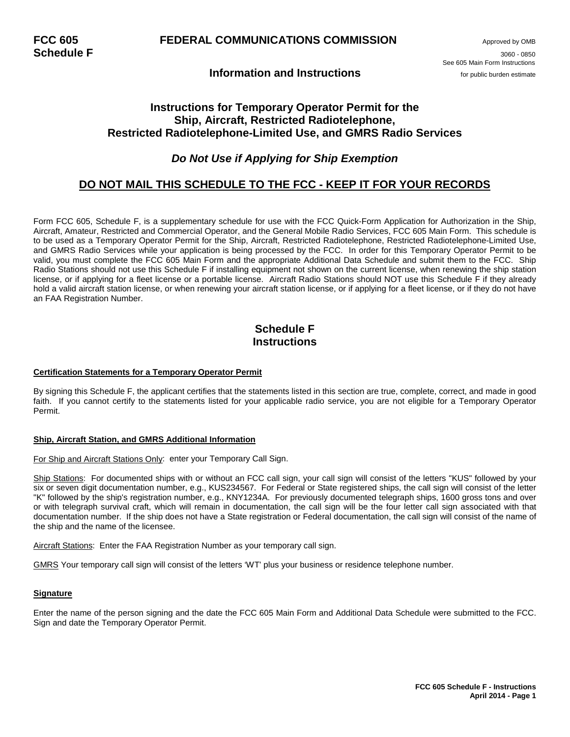**FCC 605 Schedule F**

# FEDERAL COMMUNICATIONS COMMISSION

Approved by OMB 3060 - 0850
See 605 Main Form Instructions for public burden estimate

## Information and Instructions

## Instructions for Temporary Operator Permit for the Ship, Aircraft, Restricted Radiotelephone, Restricted Radiotelephone-Limited Use, and GMRS Radio Services

### *Do Not Use if Applying for Ship Exemption*

### DO NOT MAIL THIS SCHEDULE TO THE FCC - KEEP IT FOR YOUR RECORDS

Form FCC 605, Schedule F, is a supplementary schedule for use with the FCC Quick-Form Application for Authorization in the Ship, Aircraft, Amateur, Restricted and Commercial Operator, and the General Mobile Radio Services, FCC 605 Main Form. This schedule is to be used as a Temporary Operator Permit for the Ship, Aircraft, Restricted Radiotelephone, Restricted Radiotelephone-Limited Use, and GMRS Radio Services while your application is being processed by the FCC. In order for this Temporary Operator Permit to be valid, you must complete the FCC 605 Main Form and the appropriate Additional Data Schedule and submit them to the FCC. Ship Radio Stations should not use this Schedule F if installing equipment not shown on the current license, when renewing the ship station license, or if applying for a fleet license or a portable license. Aircraft Radio Stations should NOT use this Schedule F if they already hold a valid aircraft station license, or when renewing your aircraft station license, or if applying for a fleet license, or if they do not have an FAA Registration Number.

## Schedule F Instructions

**Certification Statements for a Temporary Operator Permit**

By signing this Schedule F, the applicant certifies that the statements listed in this section are true, complete, correct, and made in good faith. If you cannot certify to the statements listed for your applicable radio service, you are not eligible for a Temporary Operator Permit.

**Ship, Aircraft Station, and GMRS Additional Information**

For Ship and Aircraft Stations Only: enter your Temporary Call Sign.

Ship Stations: For documented ships with or without an FCC call sign, your call sign will consist of the letters "KUS" followed by your six or seven digit documentation number, e.g., KUS234567. For Federal or State registered ships, the call sign will consist of the letter "K" followed by the ship's registration number, e.g., KNY1234A. For previously documented telegraph ships, 1600 gross tons and over or with telegraph survival craft, which will remain in documentation, the call sign will be the four letter call sign associated with that documentation number. If the ship does not have a State registration or Federal documentation, the call sign will consist of the name of the ship and the name of the licensee.

Aircraft Stations: Enter the FAA Registration Number as your temporary call sign.

GMRS Your temporary call sign will consist of the letters 'WT' plus your business or residence telephone number.

**Signature**

Enter the name of the person signing and the date the FCC 605 Main Form and Additional Data Schedule were submitted to the FCC. Sign and date the Temporary Operator Permit.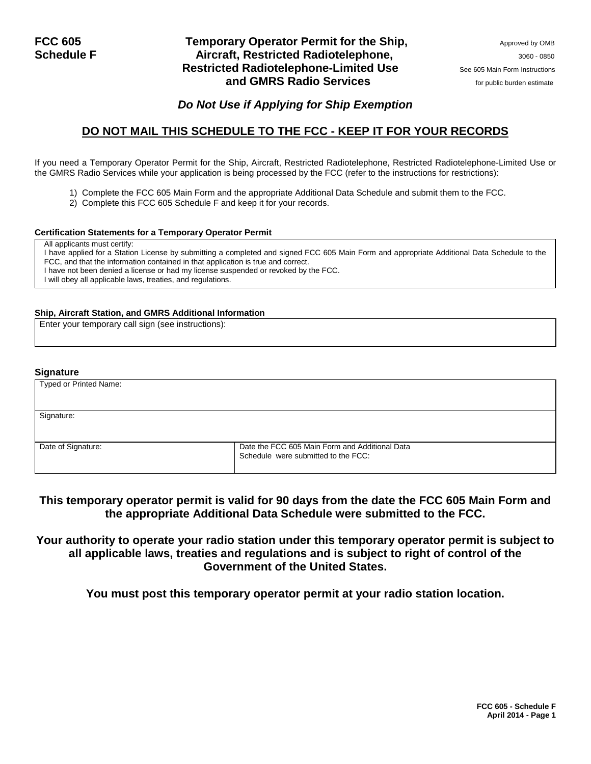**FCC 605**
**Schedule F**

# Temporary Operator Permit for the Ship, Aircraft, Restricted Radiotelephone, Restricted Radiotelephone-Limited Use and GMRS Radio Services

Approved by OMB
3060 - 0850
See 605 Main Form Instructions
for public burden estimate

***Do Not Use if Applying for Ship Exemption***

## DO NOT MAIL THIS SCHEDULE TO THE FCC - KEEP IT FOR YOUR RECORDS

If you need a Temporary Operator Permit for the Ship, Aircraft, Restricted Radiotelephone, Restricted Radiotelephone-Limited Use or the GMRS Radio Services while your application is being processed by the FCC (refer to the instructions for restrictions):

1) Complete the FCC 605 Main Form and the appropriate Additional Data Schedule and submit them to the FCC.
2) Complete this FCC 605 Schedule F and keep it for your records.

**Certification Statements for a Temporary Operator Permit**

| All applicants must certify:<br>I have applied for a Station License by submitting a completed and signed FCC 605 Main Form and appropriate Additional Data Schedule to the FCC, and that the information contained in that application is true and correct.<br>I have not been denied a license or had my license suspended or revoked by the FCC.<br>I will obey all applicable laws, treaties, and regulations. |
|---|

**Ship, Aircraft Station, and GMRS Additional Information**

| Enter your temporary call sign (see instructions): |
|---|

**Signature**

| Typed or Printed Name: | |
|---|---|
| Signature: | |
| Date of Signature: | Date the FCC 605 Main Form and Additional Data Schedule were submitted to the FCC: |

**This temporary operator permit is valid for 90 days from the date the FCC 605 Main Form and the appropriate Additional Data Schedule were submitted to the FCC.**

**Your authority to operate your radio station under this temporary operator permit is subject to all applicable laws, treaties and regulations and is subject to right of control of the Government of the United States.**

**You must post this temporary operator permit at your radio station location.**

**FCC 605 - Schedule F**
**April 2014 - Page 1**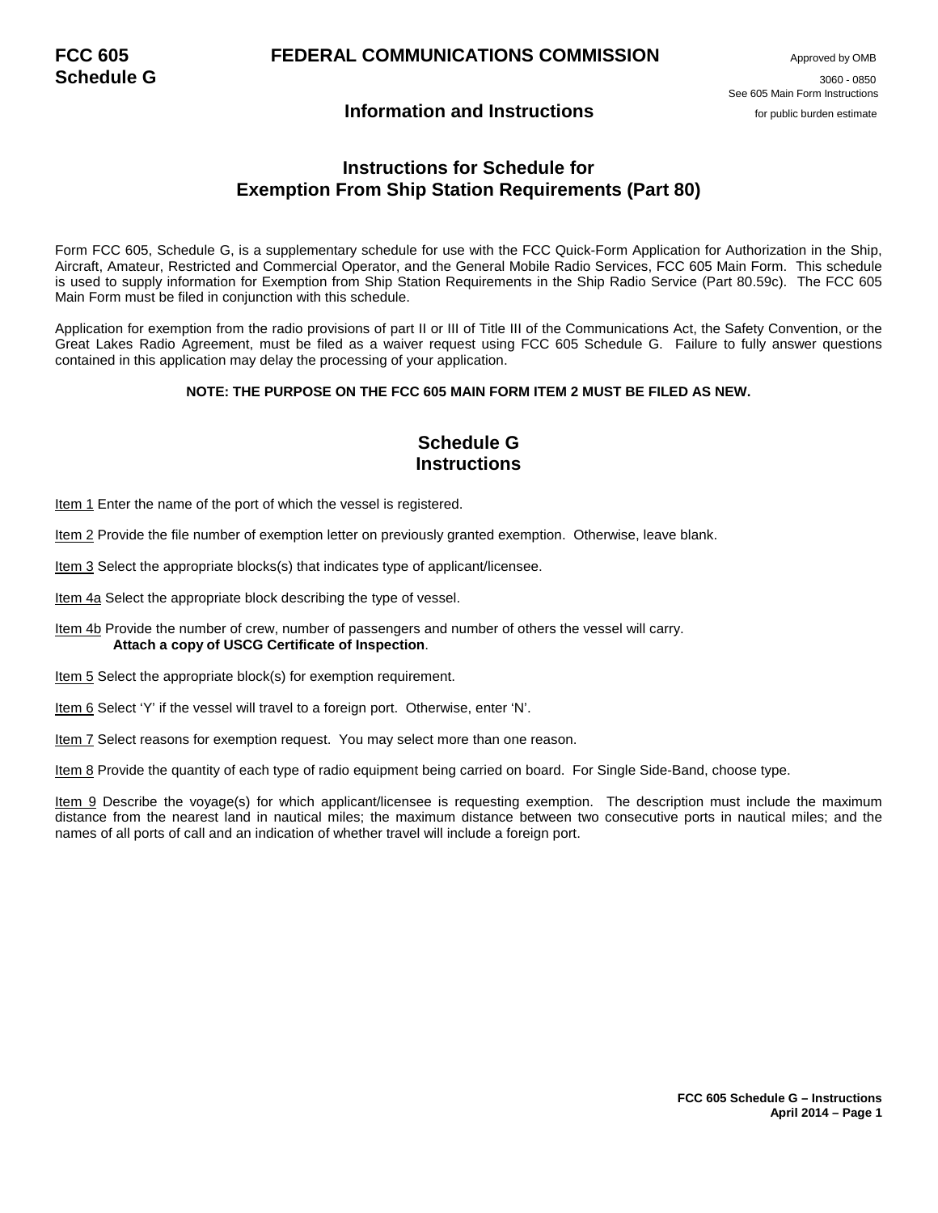**FCC 605**
**Schedule G**

# FEDERAL COMMUNICATIONS COMMISSION

Approved by OMB
3060 - 0850
See 605 Main Form Instructions
for public burden estimate

## Information and Instructions

## Instructions for Schedule for Exemption From Ship Station Requirements (Part 80)

Form FCC 605, Schedule G, is a supplementary schedule for use with the FCC Quick-Form Application for Authorization in the Ship, Aircraft, Amateur, Restricted and Commercial Operator, and the General Mobile Radio Services, FCC 605 Main Form. This schedule is used to supply information for Exemption from Ship Station Requirements in the Ship Radio Service (Part 80.59c). The FCC 605 Main Form must be filed in conjunction with this schedule.

Application for exemption from the radio provisions of part II or III of Title III of the Communications Act, the Safety Convention, or the Great Lakes Radio Agreement, must be filed as a waiver request using FCC 605 Schedule G. Failure to fully answer questions contained in this application may delay the processing of your application.

**NOTE: THE PURPOSE ON THE FCC 605 MAIN FORM ITEM 2 MUST BE FILED AS NEW.**

## Schedule G Instructions

Item 1 Enter the name of the port of which the vessel is registered.

Item 2 Provide the file number of exemption letter on previously granted exemption. Otherwise, leave blank.

Item 3 Select the appropriate blocks(s) that indicates type of applicant/licensee.

Item 4a Select the appropriate block describing the type of vessel.

Item 4b Provide the number of crew, number of passengers and number of others the vessel will carry.
**Attach a copy of USCG Certificate of Inspection**.

Item 5 Select the appropriate block(s) for exemption requirement.

Item 6 Select 'Y' if the vessel will travel to a foreign port. Otherwise, enter 'N'.

Item 7 Select reasons for exemption request. You may select more than one reason.

Item 8 Provide the quantity of each type of radio equipment being carried on board. For Single Side-Band, choose type.

Item 9 Describe the voyage(s) for which applicant/licensee is requesting exemption. The description must include the maximum distance from the nearest land in nautical miles; the maximum distance between two consecutive ports in nautical miles; and the names of all ports of call and an indication of whether travel will include a foreign port.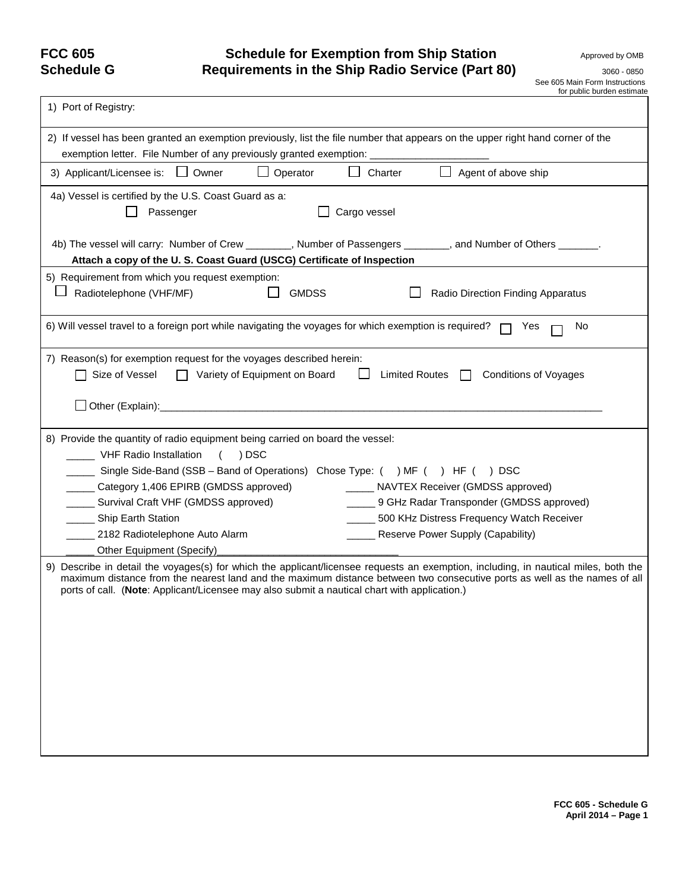# FCC 605 Schedule G

## Schedule for Exemption from Ship Station Requirements in the Ship Radio Service (Part 80)

Approved by OMB
3060 - 0850
See 605 Main Form Instructions for public burden estimate

1) Port of Registry:

2) If vessel has been granted an exemption previously, list the file number that appears on the upper right hand corner of the exemption letter. File Number of any previously granted exemption: ____________________

3) Applicant/Licensee is: ☐ Owner ☐ Operator ☐ Charter ☐ Agent of above ship

4a) Vessel is certified by the U.S. Coast Guard as a:
☐ Passenger ☐ Cargo vessel

4b) The vessel will carry: Number of Crew ________, Number of Passengers ________, and Number of Others _______.
**Attach a copy of the U. S. Coast Guard (USCG) Certificate of Inspection**

5) Requirement from which you request exemption:
☐ Radiotelephone (VHF/MF) ☐ GMDSS ☐ Radio Direction Finding Apparatus

6) Will vessel travel to a foreign port while navigating the voyages for which exemption is required? ☐ Yes ☐ No

7) Reason(s) for exemption request for the voyages described herein:
☐ Size of Vessel ☐ Variety of Equipment on Board ☐ Limited Routes ☐ Conditions of Voyages

☐ Other (Explain):________________________________________________________________________________

8) Provide the quantity of radio equipment being carried on board the vessel:

_____ VHF Radio Installation ( ) DSC
_____ Single Side-Band (SSB – Band of Operations) Chose Type: ( ) MF ( ) HF ( ) DSC
_____ Category 1,406 EPIRB (GMDSS approved)
_____ NAVTEX Receiver (GMDSS approved)
_____ Survival Craft VHF (GMDSS approved)
_____ 9 GHz Radar Transponder (GMDSS approved)
_____ Ship Earth Station
_____ 500 KHz Distress Frequency Watch Receiver
_____ 2182 Radiotelephone Auto Alarm
_____ Reserve Power Supply (Capability)
_____ Other Equipment (Specify)_______________________________

9) Describe in detail the voyages(s) for which the applicant/licensee requests an exemption, including, in nautical miles, both the maximum distance from the nearest land and the maximum distance between two consecutive ports as well as the names of all ports of call. (**Note**: Applicant/Licensee may also submit a nautical chart with application.)

**FCC 605 - Schedule G**
**April 2014 – Page 1**